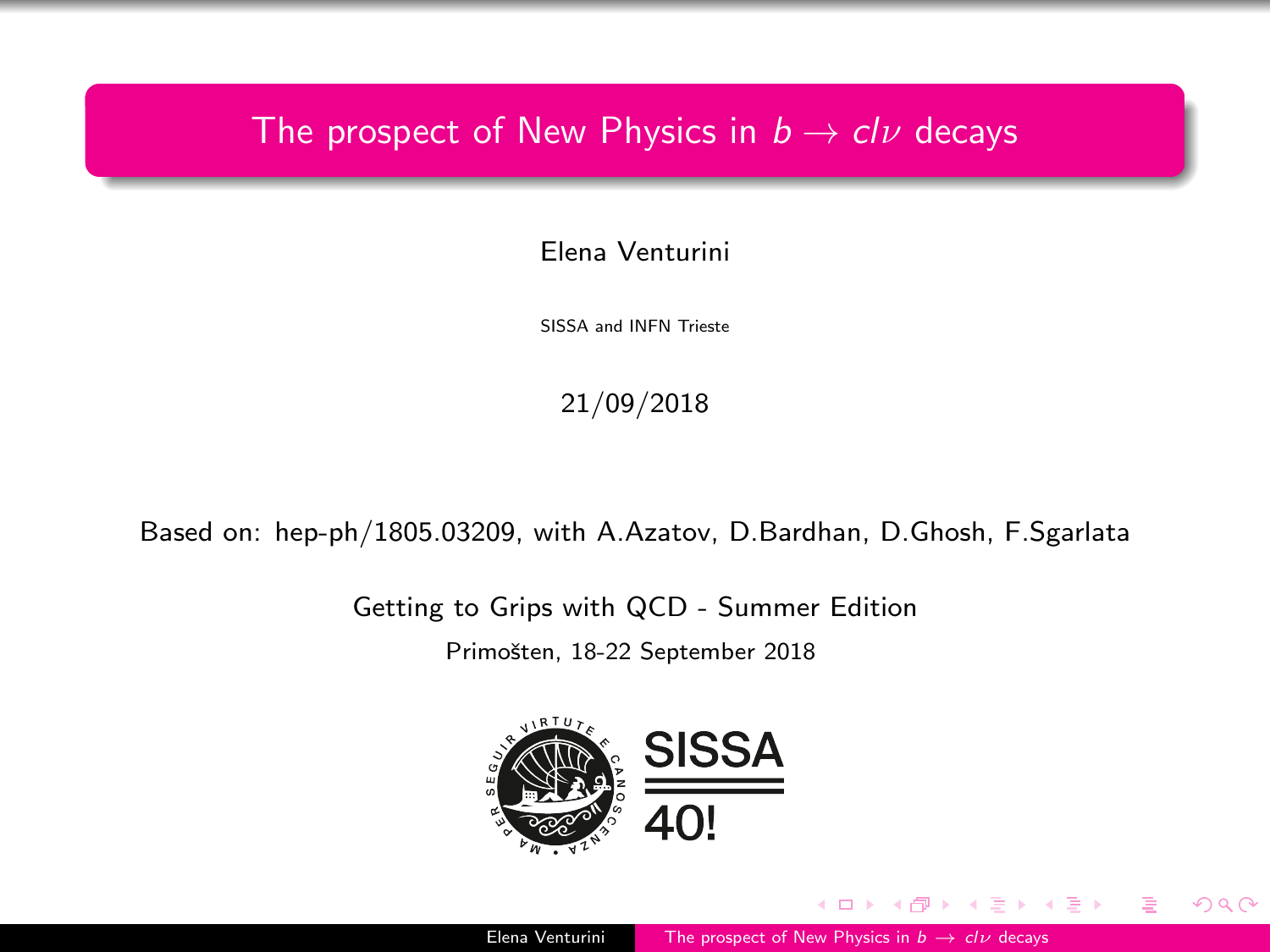# The prospect of New Physics in $b \to cl\nu$ decays

Elena Venturini

SISSA and INFN Trieste

21/09/2018

Based on: hep-ph/1805.03209, with A.Azatov, D.Bardhan, D.Ghosh, F.Sgarlata

Getting to Grips with QCD - Summer Edition

Primošten, 18-22 September 2018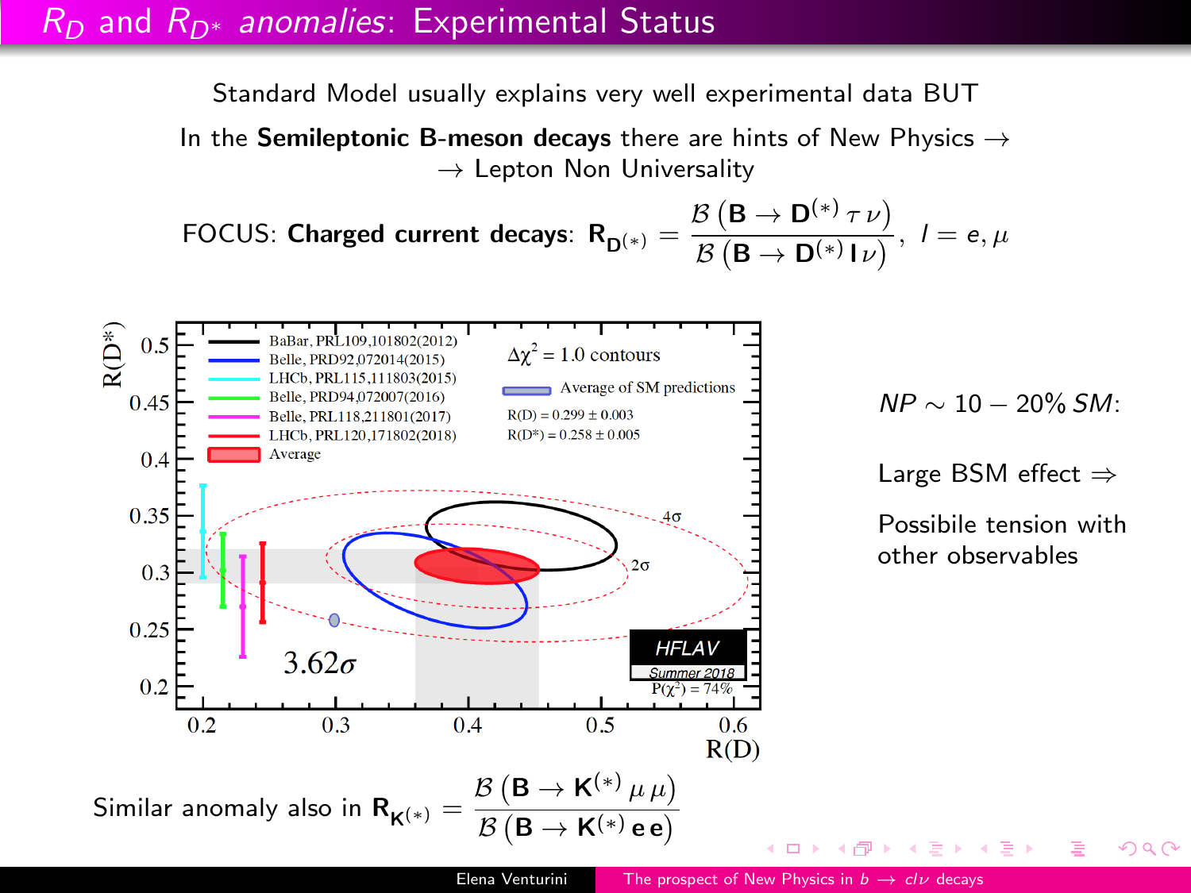# $R_D$ and $R_{D^*}$ *anomalies*: Experimental Status

Standard Model usually explains very well experimental data BUT

In the **Semileptonic B-meson decays** there are hints of New Physics $\rightarrow$ $\rightarrow$ Lepton Non Universality

FOCUS: **Charged current decays**: $\mathbf{R_{D^{(*)}}} = \dfrac{\mathcal{B}\left(\mathbf{B} \rightarrow \mathbf{D}^{(*)}\, \tau\, \nu\right)}{\mathcal{B}\left(\mathbf{B} \rightarrow \mathbf{D}^{(*)}\, \mathbf{l}\, \nu\right)}, \quad l = e, \mu$

*NP* $\sim 10 - 20\%$ *SM*:

Large BSM effect $\Rightarrow$

Possibile tension with other observables

Similar anomaly also in $\mathbf{R_{K^{(*)}}} = \dfrac{\mathcal{B}\left(\mathbf{B} \rightarrow \mathbf{K}^{(*)}\, \mu\, \mu\right)}{\mathcal{B}\left(\mathbf{B} \rightarrow \mathbf{K}^{(*)}\, \mathbf{e}\, \mathbf{e}\right)}$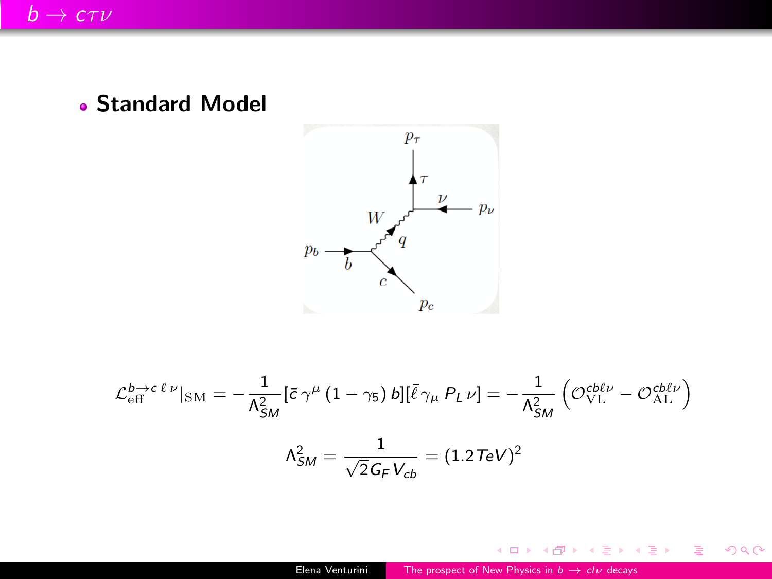# $b \to c\tau\nu$

- **Standard Model**

$$\mathcal{L}_{\text{eff}}^{b\to c\,\ell\,\nu}|_{\text{SM}} = -\frac{1}{\Lambda_{SM}^2}[\bar{c}\,\gamma^\mu\,(1-\gamma_5)\,b][\bar{\ell}\,\gamma_\mu\,P_L\,\nu] = -\frac{1}{\Lambda_{SM}^2}\left(\mathcal{O}_{\text{VL}}^{cb\ell\nu} - \mathcal{O}_{\text{AL}}^{cb\ell\nu}\right)$$

$$\Lambda_{SM}^2 = \frac{1}{\sqrt{2}G_F V_{cb}} = (1.2\,TeV)^2$$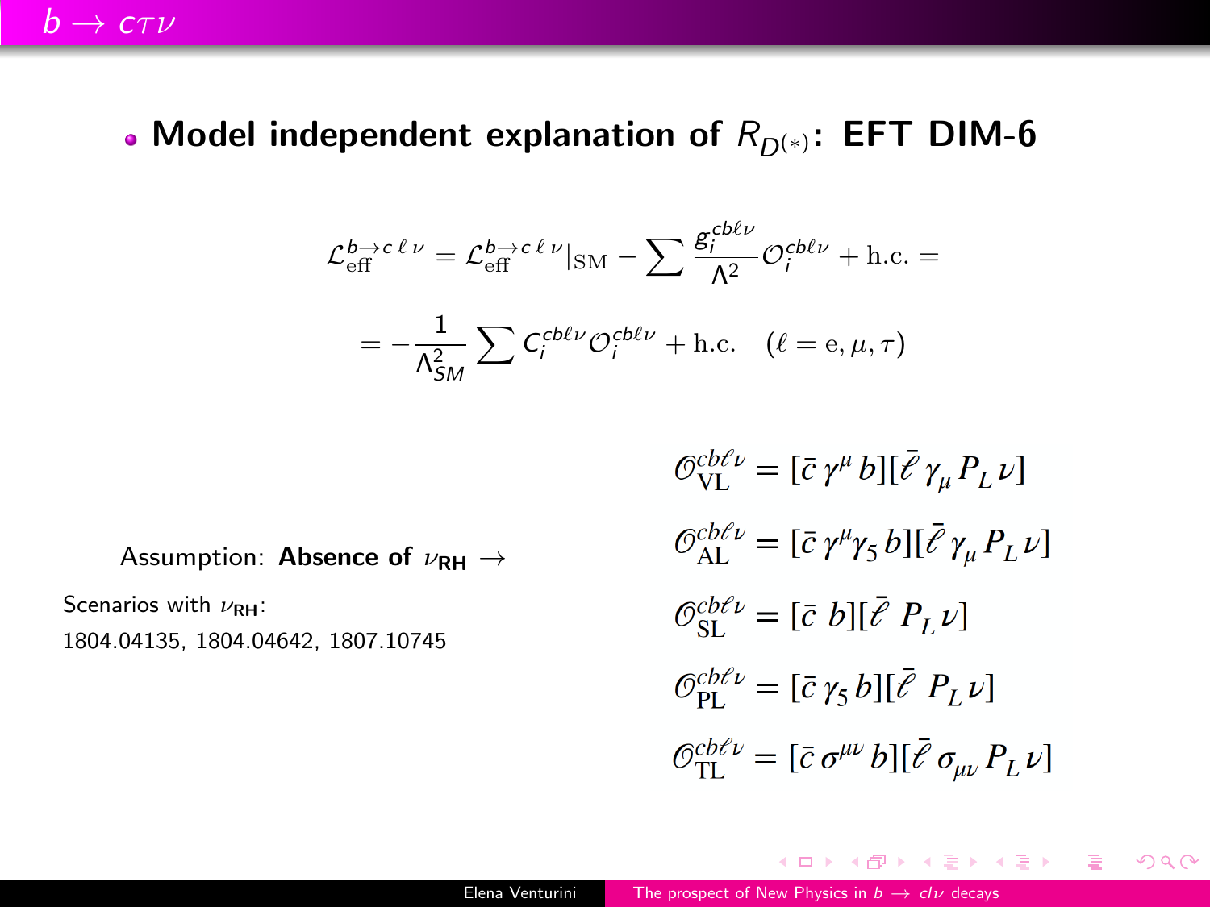## $b \to c\tau\nu$

- **Model independent explanation of $R_{D^{(*)}}$: EFT DIM-6**

$$\mathcal{L}_{\rm eff}^{b\to c\,\ell\,\nu} = \mathcal{L}_{\rm eff}^{b\to c\,\ell\,\nu}|_{\rm SM} - \sum \frac{g_i^{cb\ell\nu}}{\Lambda^2}\mathcal{O}_i^{cb\ell\nu} + \text{h.c.} =$$

$$= -\frac{1}{\Lambda_{SM}^2}\sum C_i^{cb\ell\nu}\mathcal{O}_i^{cb\ell\nu} + \text{h.c.} \quad (\ell = \text{e}, \mu, \tau)$$

Assumption: **Absence of $\nu_{\rm RH}$** $\rightarrow$

$$\mathcal{O}_{\rm VL}^{cb\ell\nu} = [\bar{c}\,\gamma^\mu\, b][\bar{\ell}\,\gamma_\mu\, P_L\,\nu]$$

$$\mathcal{O}_{\rm AL}^{cb\ell\nu} = [\bar{c}\,\gamma^\mu\gamma_5\, b][\bar{\ell}\,\gamma_\mu\, P_L\,\nu]$$

$$\mathcal{O}_{\rm SL}^{cb\ell\nu} = [\bar{c}\; b][\bar{\ell}\; P_L\,\nu]$$

$$\mathcal{O}_{\rm PL}^{cb\ell\nu} = [\bar{c}\,\gamma_5\, b][\bar{\ell}\; P_L\,\nu]$$

$$\mathcal{O}_{\rm TL}^{cb\ell\nu} = [\bar{c}\,\sigma^{\mu\nu}\, b][\bar{\ell}\,\sigma_{\mu\nu}\, P_L\,\nu]$$

Scenarios with $\nu_{\rm RH}$:
1804.04135, 1804.04642, 1807.10745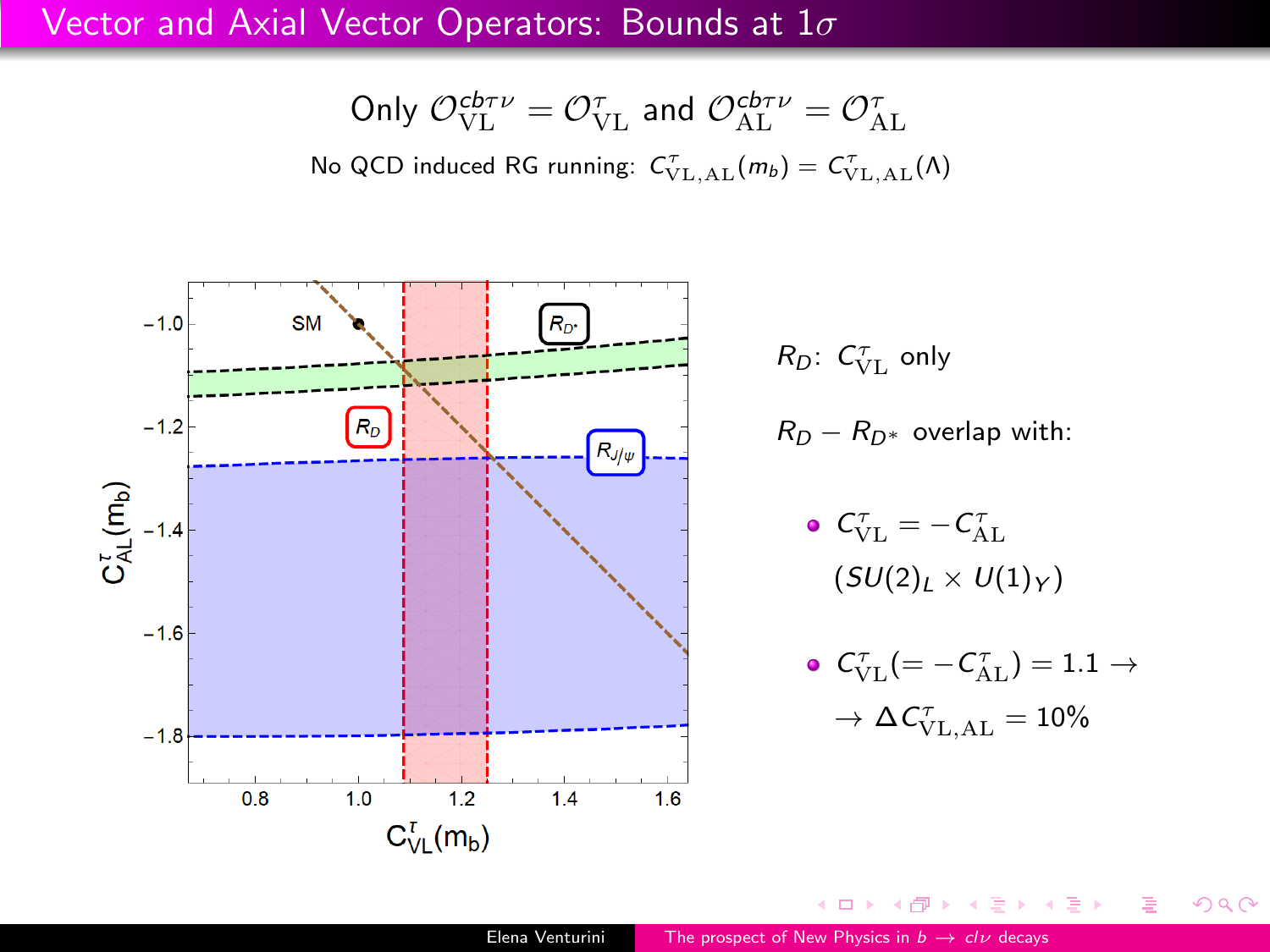# Vector and Axial Vector Operators: Bounds at $1\sigma$

Only $\mathcal{O}^{cb\tau\nu}_{\rm VL} = \mathcal{O}^{\tau}_{\rm VL}$ and $\mathcal{O}^{cb\tau\nu}_{\rm AL} = \mathcal{O}^{\tau}_{\rm AL}$

No QCD induced RG running: $C^{\tau}_{\rm VL,AL}(m_b) = C^{\tau}_{\rm VL,AL}(\Lambda)$

$R_D$: $C^{\tau}_{\rm VL}$ only

$R_D - R_{D^*}$ overlap with:

- $C^{\tau}_{\rm VL} = -C^{\tau}_{\rm AL}$ $(SU(2)_L \times U(1)_Y)$
- $C^{\tau}_{\rm VL}(= -C^{\tau}_{\rm AL}) = 1.1 \rightarrow$ $\rightarrow \Delta C^{\tau}_{\rm VL,AL} = 10\%$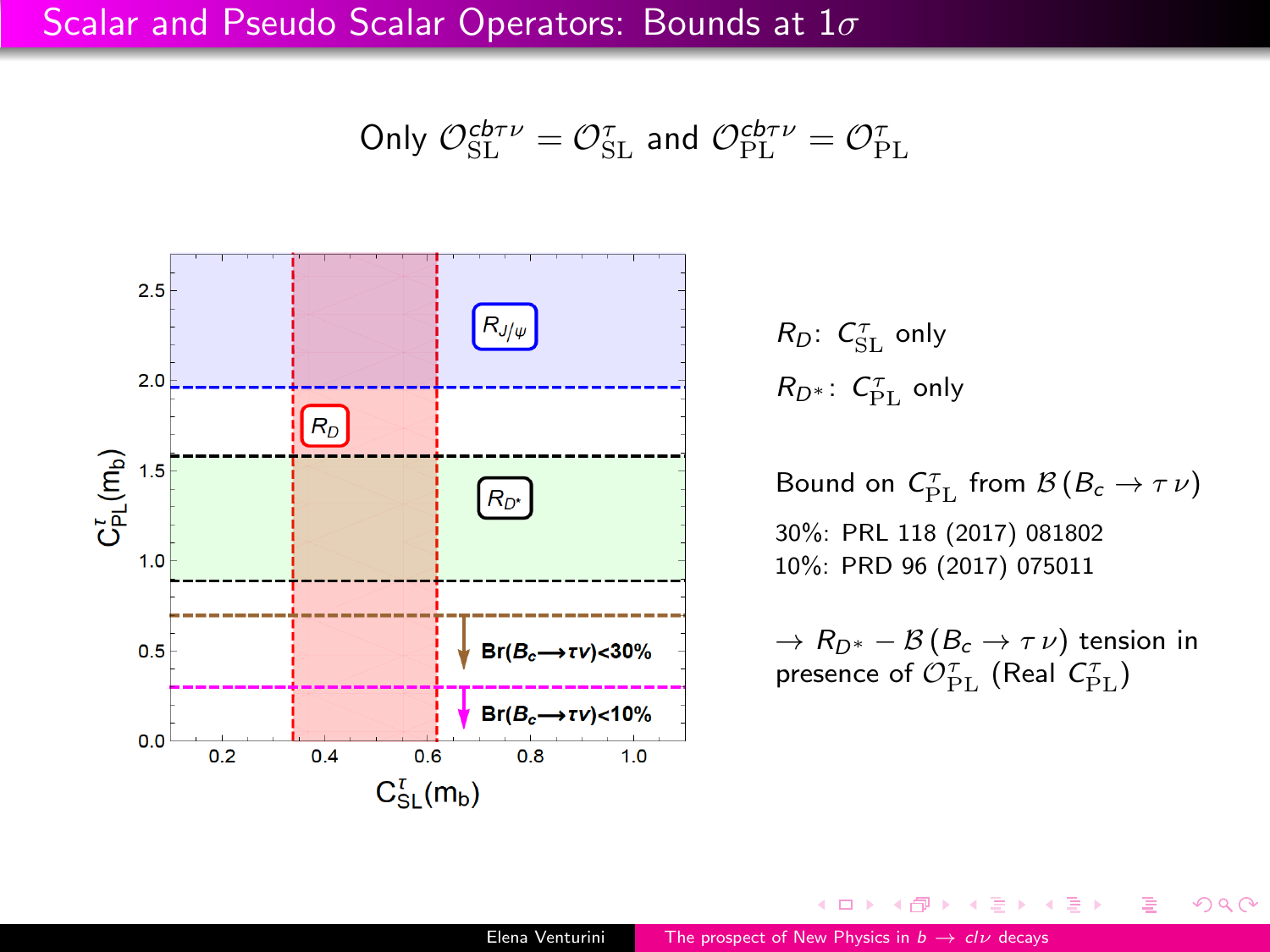# Scalar and Pseudo Scalar Operators: Bounds at $1\sigma$

Only $\mathcal{O}^{cb\tau\nu}_{\rm SL} = \mathcal{O}^{\tau}_{\rm SL}$ and $\mathcal{O}^{cb\tau\nu}_{\rm PL} = \mathcal{O}^{\tau}_{\rm PL}$

$R_D$: $C^{\tau}_{\rm SL}$ only

$R_{D^*}$: $C^{\tau}_{\rm PL}$ only

Bound on $C^{\tau}_{\rm PL}$ from $\mathcal{B}\,(B_c \to \tau\,\nu)$

30%: PRL 118 (2017) 081802

10%: PRD 96 (2017) 075011

$\to R_{D^*} - \mathcal{B}\,(B_c \to \tau\,\nu)$ tension in presence of $\mathcal{O}^{\tau}_{\rm PL}$ (Real $C^{\tau}_{\rm PL}$)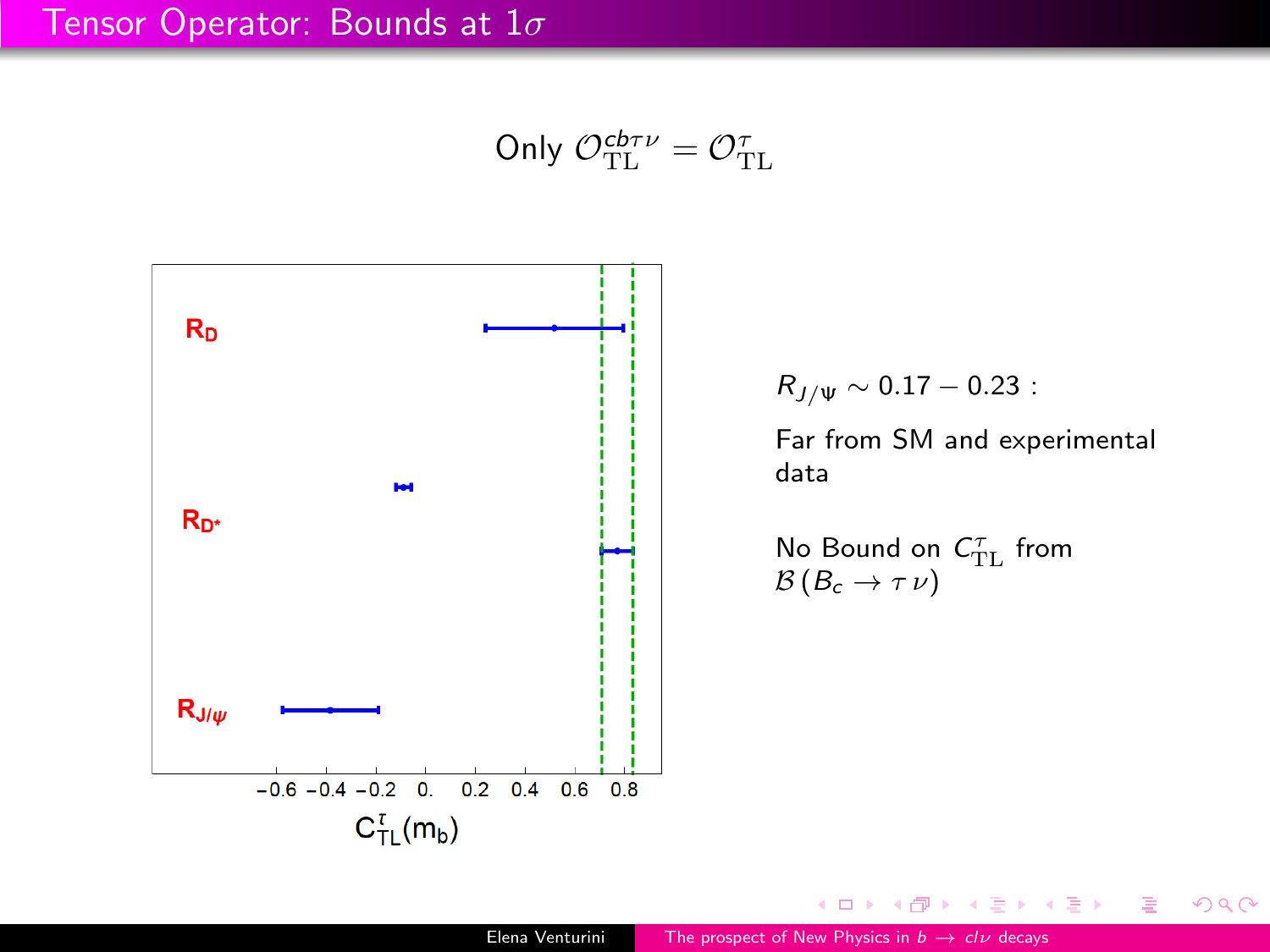# Tensor Operator: Bounds at $1\sigma$

$$\text{Only } \mathcal{O}_{\rm TL}^{cb\tau\nu} = \mathcal{O}_{\rm TL}^{\tau}$$

$R_D$

$R_{D^*}$

$R_{J/\psi}$

-0.6 -0.4 -0.2 0. 0.2 0.4 0.6 0.8

$C^{\tau}_{\rm TL}(m_b)$

$R_{J/\Psi} \sim 0.17 - 0.23$ :

Far from SM and experimental data

No Bound on $C^{\tau}_{\rm TL}$ from $\mathcal{B}\left(B_c \to \tau\,\nu\right)$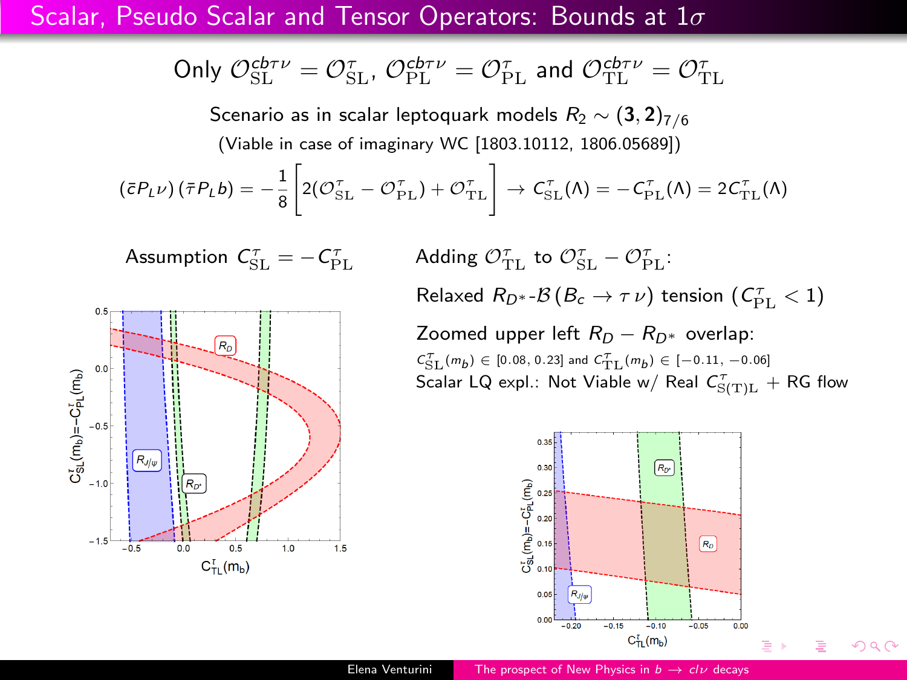# Scalar, Pseudo Scalar and Tensor Operators: Bounds at $1\sigma$

Only $\mathcal{O}^{cb\tau\nu}_{\rm SL} = \mathcal{O}^{\tau}_{\rm SL}$, $\mathcal{O}^{cb\tau\nu}_{\rm PL} = \mathcal{O}^{\tau}_{\rm PL}$ and $\mathcal{O}^{cb\tau\nu}_{\rm TL} = \mathcal{O}^{\tau}_{\rm TL}$

Scenario as in scalar leptoquark models $R_2 \sim (\mathbf{3}, \mathbf{2})_{7/6}$

(Viable in case of imaginary WC [1803.10112, 1806.05689])

$$(\bar{c}P_L\nu)(\bar{\tau}P_L b) = -\frac{1}{8}\left[2(\mathcal{O}^{\tau}_{\rm SL} - \mathcal{O}^{\tau}_{\rm PL}) + \mathcal{O}^{\tau}_{\rm TL}\right] \rightarrow C^{\tau}_{\rm SL}(\Lambda) = -C^{\tau}_{\rm PL}(\Lambda) = 2C^{\tau}_{\rm TL}(\Lambda)$$

Assumption $C^{\tau}_{\rm SL} = -C^{\tau}_{\rm PL}$

Adding $\mathcal{O}^{\tau}_{\rm TL}$ to $\mathcal{O}^{\tau}_{\rm SL} - \mathcal{O}^{\tau}_{\rm PL}$:

Relaxed $R_{D^*}$-$\mathcal{B}(B_c \rightarrow \tau\nu)$ tension ($C^{\tau}_{\rm PL} < 1$)

Zoomed upper left $R_D - R_{D^*}$ overlap:

$C^{\tau}_{\rm SL}(m_b) \in [0.08, 0.23]$ and $C^{\tau}_{\rm TL}(m_b) \in [-0.11, -0.06]$

Scalar LQ expl.: Not Viable w/ Real $C^{\tau}_{\rm S(T)L}$ + RG flow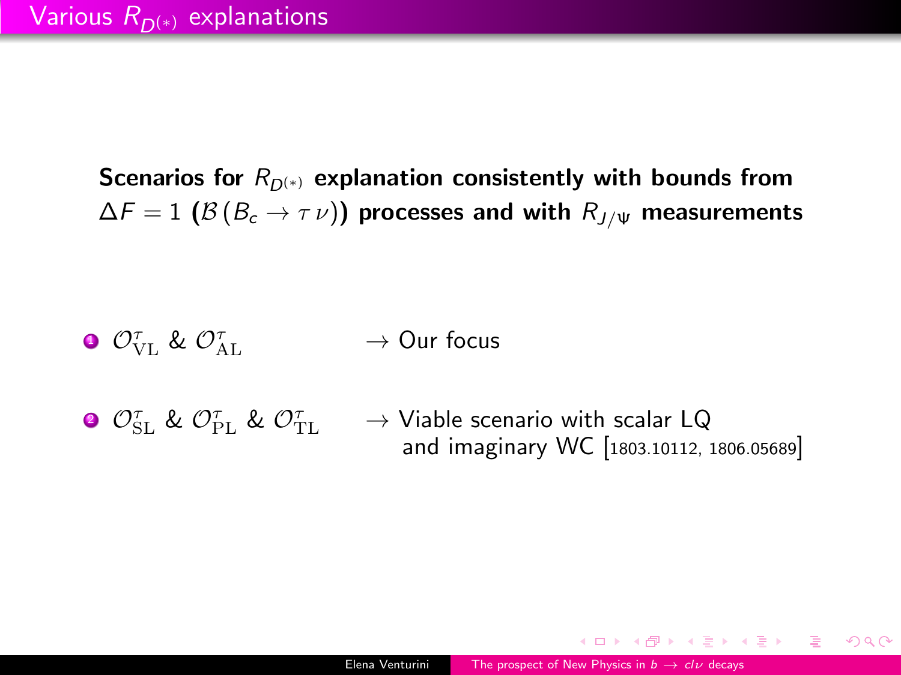# Various $R_{D^{(*)}}$ explanations

**Scenarios for $R_{D^{(*)}}$ explanation consistently with bounds from $\Delta F = 1$ ($\mathcal{B}(B_c \to \tau\,\nu)$) processes and with $R_{J/\Psi}$ measurements**

1. $\mathcal{O}^{\tau}_{\rm VL}$ & $\mathcal{O}^{\tau}_{\rm AL}$ $\rightarrow$ Our focus
2. $\mathcal{O}^{\tau}_{\rm SL}$ & $\mathcal{O}^{\tau}_{\rm PL}$ & $\mathcal{O}^{\tau}_{\rm TL}$ $\rightarrow$ Viable scenario with scalar LQ and imaginary WC [1803.10112, 1806.05689]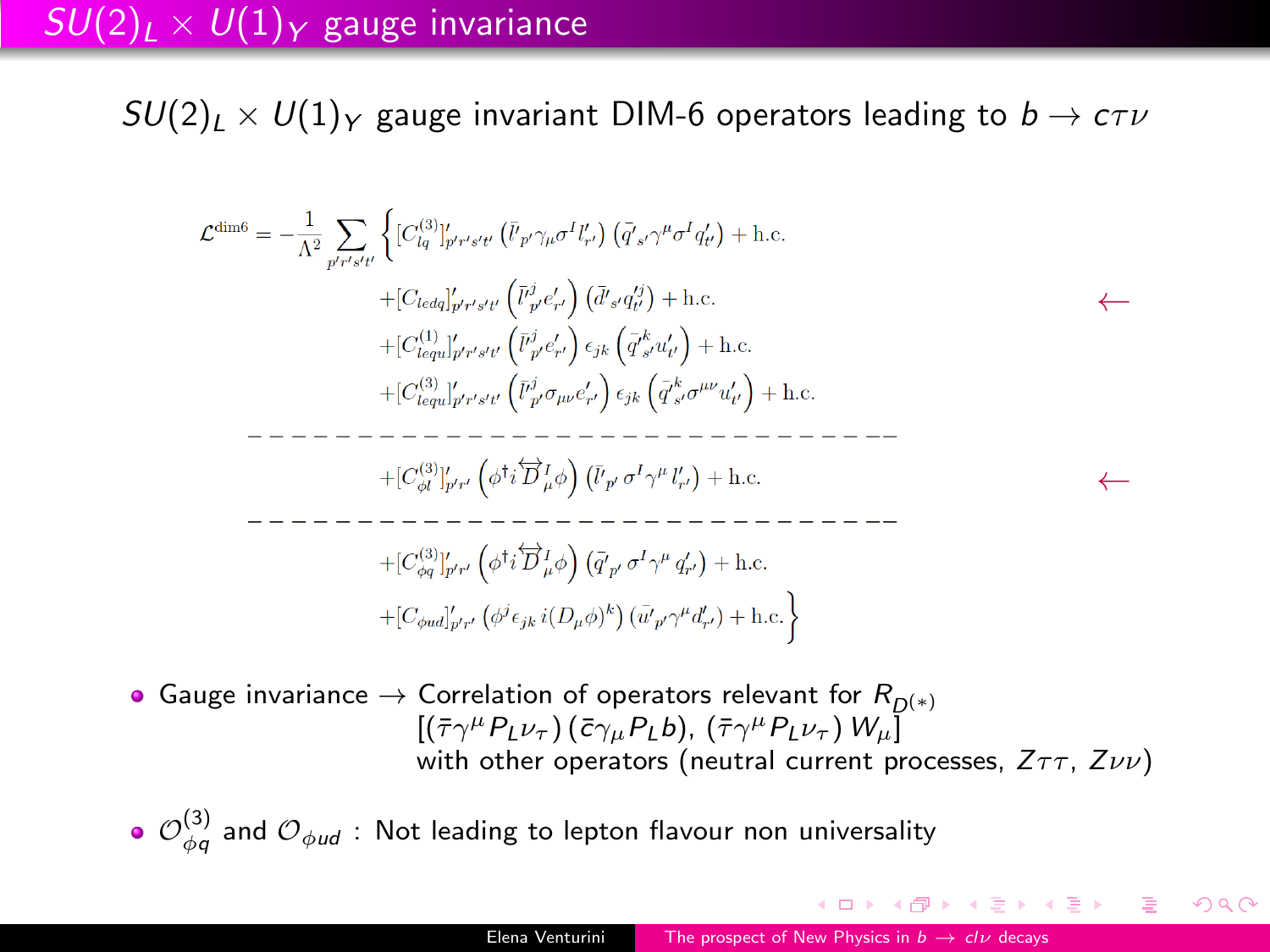# $SU(2)_L \times U(1)_Y$ gauge invariance

$SU(2)_L \times U(1)_Y$ gauge invariant DIM-6 operators leading to $b \to c\tau\nu$

$$
\begin{aligned}
\mathcal{L}^{\rm dim6} = -\frac{1}{\Lambda^2} \sum_{p'r's't'} \Big\{ & [C_{lq}^{(3)}]'_{p'r's't'} \left(\bar{l}'_{p'} \gamma_\mu \sigma^I l'_{r'}\right) \left(\bar{q}'_{s'} \gamma^\mu \sigma^I q'_{t'}\right) + \text{h.c.} \\
& + [C_{ledq}]'_{p'r's't'} \left(\bar{l}'^{j}_{p'} e'_{r'}\right) \left(\bar{d}'_{s'} q'^{j}_{t'}\right) + \text{h.c.} \qquad \leftarrow \\
& + [C_{lequ}^{(1)}]'_{p'r's't'} \left(\bar{l}'^{j}_{p'} e'_{r'}\right) \epsilon_{jk} \left(\bar{q}'^{k}_{s'} u'_{t'}\right) + \text{h.c.} \\
& + [C_{lequ}^{(3)}]'_{p'r's't'} \left(\bar{l}'^{j}_{p'} \sigma_{\mu\nu} e'_{r'}\right) \epsilon_{jk} \left(\bar{q}'^{k}_{s'} \sigma^{\mu\nu} u'_{t'}\right) + \text{h.c.} \\
& - - - - - - - - - - - - - - - - - - - - - - - - - - \\
& + [C_{\phi l}^{(3)}]'_{p'r'} \left(\phi^\dagger i \overleftrightarrow{D}^I_\mu \phi\right) \left(\bar{l}'_{p'} \sigma^I \gamma^\mu l'_{r'}\right) + \text{h.c.} \qquad \leftarrow \\
& - - - - - - - - - - - - - - - - - - - - - - - - - - \\
& + [C_{\phi q}^{(3)}]'_{p'r'} \left(\phi^\dagger i \overleftrightarrow{D}^I_\mu \phi\right) \left(\bar{q}'_{p'} \sigma^I \gamma^\mu q'_{r'}\right) + \text{h.c.} \\
& + [C_{\phi ud}]'_{p'r'} \left(\phi^j \epsilon_{jk}\, i (D_\mu \phi)^k\right) \left(\bar{u}'_{p'} \gamma^\mu d'_{r'}\right) + \text{h.c.} \Big\}
\end{aligned}
$$

- Gauge invariance $\to$ Correlation of operators relevant for $R_{D^{(*)}}$ $[(\bar{\tau}\gamma^\mu P_L \nu_\tau)(\bar{c}\gamma_\mu P_L b),\ (\bar{\tau}\gamma^\mu P_L \nu_\tau)\, W_\mu]$ with other operators (neutral current processes, $Z\tau\tau$, $Z\nu\nu$)
- $\mathcal{O}_{\phi q}^{(3)}$ and $\mathcal{O}_{\phi ud}$ : Not leading to lepton flavour non universality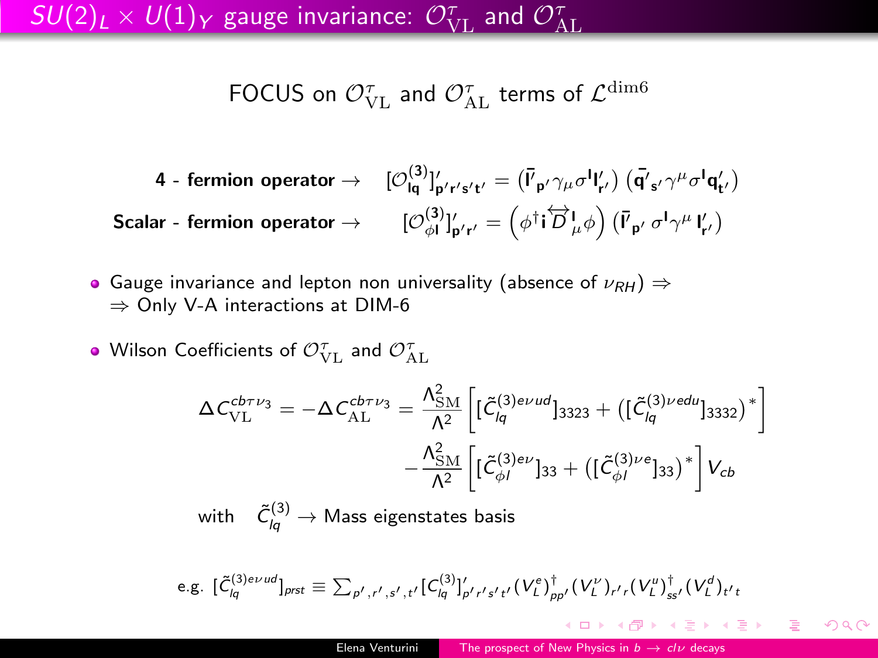# $SU(2)_L \times U(1)_Y$ gauge invariance: $\mathcal{O}^{\tau}_{\rm VL}$ and $\mathcal{O}^{\tau}_{\rm AL}$

FOCUS on $\mathcal{O}^{\tau}_{\rm VL}$ and $\mathcal{O}^{\tau}_{\rm AL}$ terms of $\mathcal{L}^{\rm dim6}$

$$\textbf{4 - fermion operator} \rightarrow \quad [\mathcal{O}^{(3)}_{\bf lq}]'_{\bf p'r's't'} = \left(\bar{\bf l}'_{\bf p'}\gamma_\mu \sigma^{\bf I} {\bf l}'_{\bf r'}\right)\left(\bar{\bf q}'_{\bf s'}\gamma^\mu \sigma^{\bf I} {\bf q}'_{\bf t'}\right)$$

$$\textbf{Scalar - fermion operator} \rightarrow \quad [\mathcal{O}^{(3)}_{\phi {\bf l}}]'_{\bf p'r'} = \left(\phi^\dagger {\bf i}\overleftrightarrow{D}^{\bf I}_\mu \phi\right)\left(\bar{\bf l}'_{\bf p'}\,\sigma^{\bf I}\gamma^\mu\,{\bf l}'_{\bf r'}\right)$$

- Gauge invariance and lepton non universality (absence of $\nu_{RH}$) $\Rightarrow$
  $\Rightarrow$ Only V-A interactions at DIM-6
- Wilson Coefficients of $\mathcal{O}^{\tau}_{\rm VL}$ and $\mathcal{O}^{\tau}_{\rm AL}$

$$\Delta C^{cb\tau\nu_3}_{\rm VL} = -\Delta C^{cb\tau\nu_3}_{\rm AL} = \frac{\Lambda^2_{\rm SM}}{\Lambda^2}\left[[\tilde{C}^{(3)e\nu ud}_{lq}]_{3323} + \left([\tilde{C}^{(3)\nu edu}_{lq}]_{3332}\right)^*\right] - \frac{\Lambda^2_{\rm SM}}{\Lambda^2}\left[[\tilde{C}^{(3)e\nu}_{\phi l}]_{33} + \left([\tilde{C}^{(3)\nu e}_{\phi l}]_{33}\right)^*\right] V_{cb}$$

with $\tilde{C}^{(3)}_{lq} \rightarrow$ Mass eigenstates basis

e.g. $[\tilde{C}^{(3)e\nu ud}_{lq}]_{prst} \equiv \sum_{p',r',s',t'} [C^{(3)}_{lq}]'_{p'r's't'} (V^e_L)^\dagger_{pp'} (V^\nu_L)_{r'r} (V^u_L)^\dagger_{ss'} (V^d_L)_{t't}$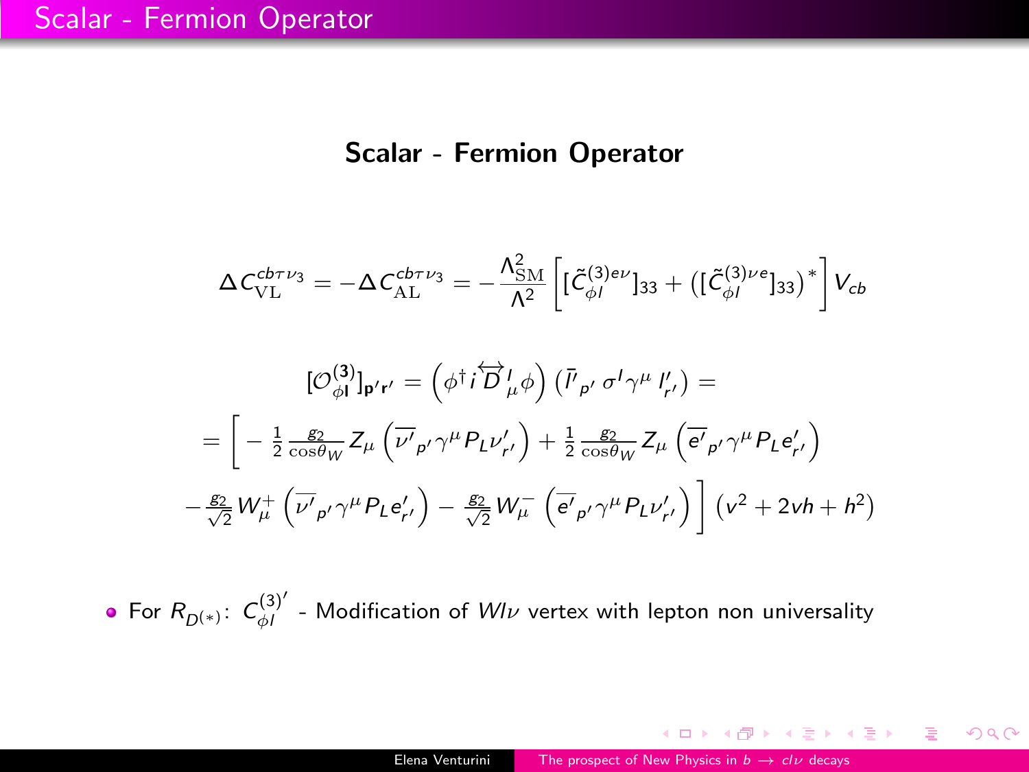# Scalar - Fermion Operator

$$\Delta C_{\rm VL}^{cb\tau\nu_3} = -\Delta C_{\rm AL}^{cb\tau\nu_3} = -\frac{\Lambda_{\rm SM}^2}{\Lambda^2}\left[[\tilde{C}_{\phi l}^{(3)e\nu}]_{33} + \left([\tilde{C}_{\phi l}^{(3)\nu e}]_{33}\right)^*\right] V_{cb}$$

$$[\mathcal{O}_{\phi \mathbf{l}}^{(\mathbf{3})}]_{\mathbf{p'r'}} = \left(\phi^\dagger i \overleftrightarrow{D}^I_\mu \phi\right)\left(\bar{l'}_{p'}\,\sigma^I \gamma^\mu\, l'_{r'}\right) =$$

$$= \Bigg[ -\frac{1}{2}\frac{g_2}{\cos\theta_W} Z_\mu \left(\overline{\nu'}_{p'}\gamma^\mu P_L \nu'_{r'}\right) + \frac{1}{2}\frac{g_2}{\cos\theta_W} Z_\mu \left(\overline{e'}_{p'}\gamma^\mu P_L e'_{r'}\right)$$

$$-\frac{g_2}{\sqrt{2}} W_\mu^+ \left(\overline{\nu'}_{p'}\gamma^\mu P_L e'_{r'}\right) - \frac{g_2}{\sqrt{2}} W_\mu^- \left(\overline{e'}_{p'}\gamma^\mu P_L \nu'_{r'}\right)\Bigg]\left(v^2 + 2vh + h^2\right)$$

- For $R_{D^{(*)}}$: $C_{\phi l}^{(3)'}$ - Modification of $Wl\nu$ vertex with lepton non universality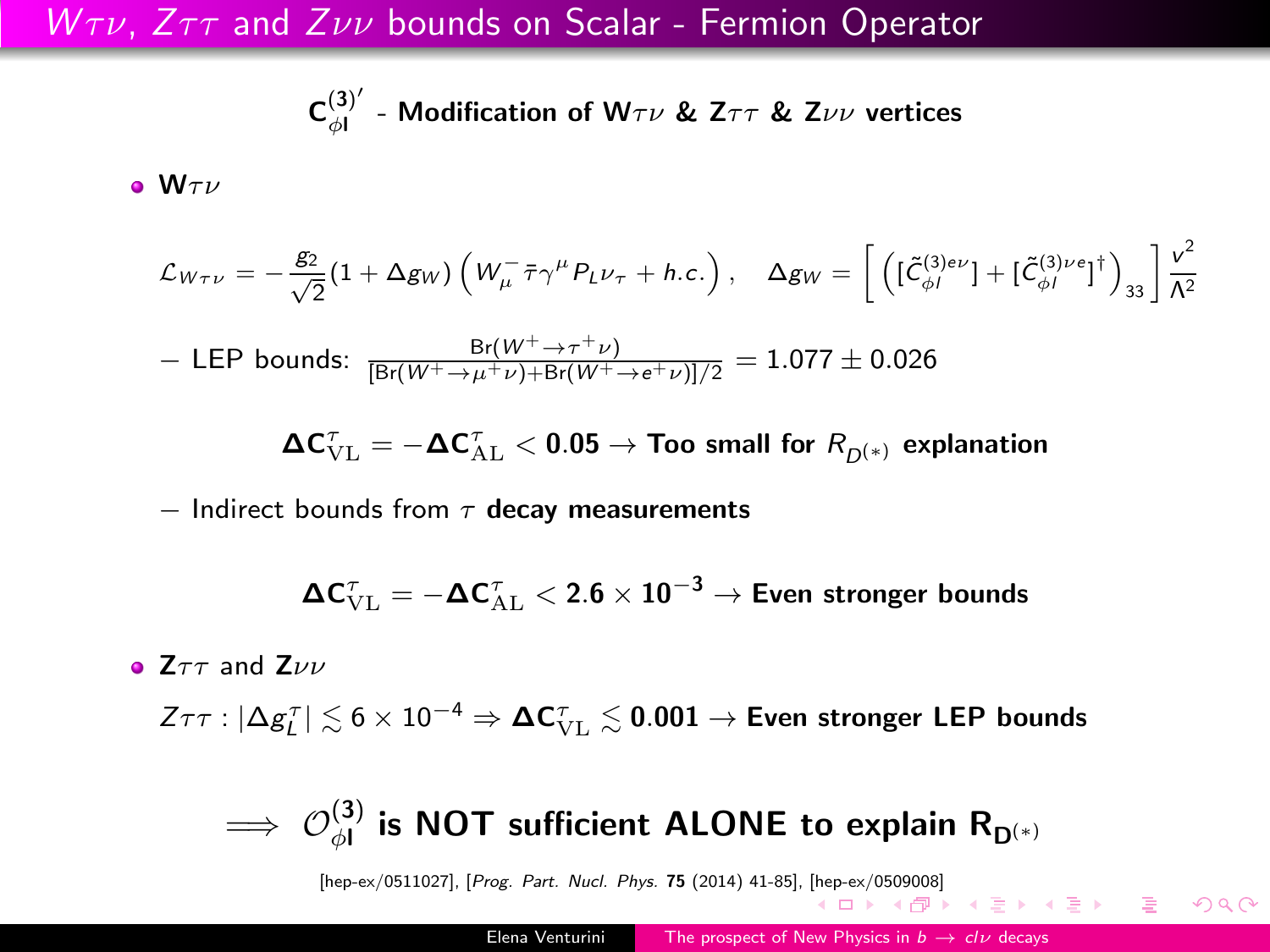# $W\tau\nu$, $Z\tau\tau$ and $Z\nu\nu$ bounds on Scalar - Fermion Operator

$\mathbf{C^{(3)'}_{\phi l}}$ **- Modification of $\mathbf{W\tau\nu}$ & $\mathbf{Z\tau\tau}$ & $\mathbf{Z\nu\nu}$ vertices**

- $\mathbf{W\tau\nu}$

$$\mathcal{L}_{W\tau\nu} = -\frac{g_2}{\sqrt{2}}(1+\Delta g_W)\left(W^-_\mu \bar{\tau}\gamma^\mu P_L \nu_\tau + h.c.\right), \quad \Delta g_W = \left[\left([\tilde{C}^{(3)e\nu}_{\phi l}] + [\tilde{C}^{(3)\nu e}_{\phi l}]^\dagger\right)_{33}\right]\frac{v^2}{\Lambda^2}$$

– LEP bounds: $\frac{\text{Br}(W^+\to\tau^+\nu)}{[\text{Br}(W^+\to\mu^+\nu)+\text{Br}(W^+\to e^+\nu)]/2} = 1.077 \pm 0.026$

$$\mathbf{\Delta C^{\tau}_{\rm VL} = -\Delta C^{\tau}_{\rm AL} < 0.05} \rightarrow \textbf{Too small for } R_{D^{(*)}} \textbf{ explanation}$$

– Indirect bounds from $\tau$ **decay measurements**

$$\mathbf{\Delta C^{\tau}_{\rm VL} = -\Delta C^{\tau}_{\rm AL} < 2.6\times 10^{-3}} \rightarrow \textbf{Even stronger bounds}$$

- $\mathbf{Z\tau\tau}$ and $\mathbf{Z\nu\nu}$

$Z\tau\tau : |\Delta g^\tau_L| \lesssim 6\times 10^{-4} \Rightarrow \mathbf{\Delta C^{\tau}_{\rm VL} \lesssim 0.001} \rightarrow$ **Even stronger LEP bounds**

$$\Longrightarrow \ \mathcal{O}^{(3)}_{\phi l} \textbf{ is NOT sufficient ALONE to explain } \mathbf{R_{D^{(*)}}}$$

[hep-ex/0511027], [*Prog. Part. Nucl. Phys.* **75** (2014) 41-85], [hep-ex/0509008]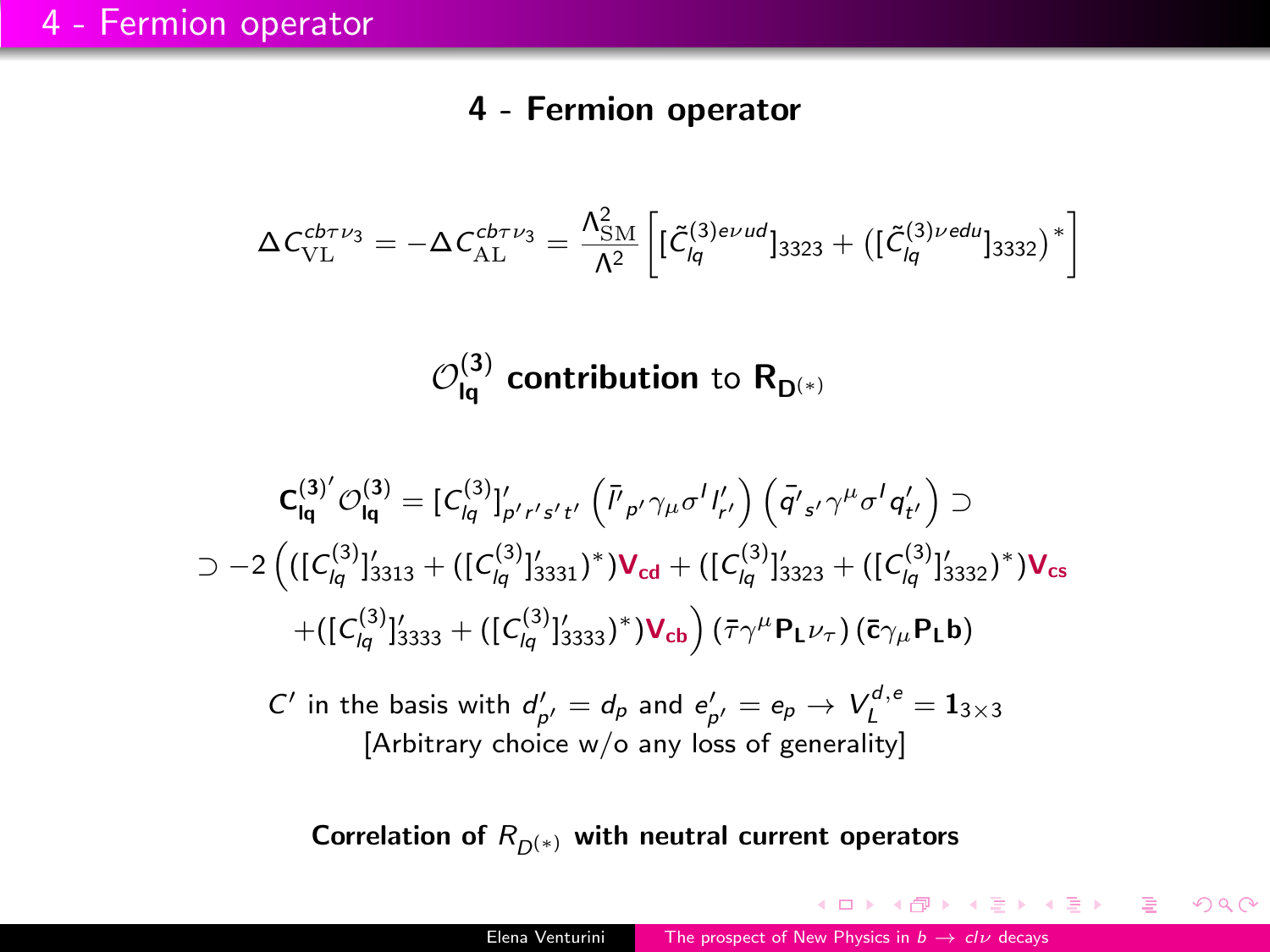## 4 - Fermion operator

$$\Delta C_{\rm VL}^{cb\tau\nu_3} = -\Delta C_{\rm AL}^{cb\tau\nu_3} = \frac{\Lambda_{\rm SM}^2}{\Lambda^2}\left[[\tilde{C}_{lq}^{(3)e\nu ud}]_{3323} + ([\tilde{C}_{lq}^{(3)\nu edu}]_{3332})^*\right]$$

### $\mathcal{O}_{\mathbf{lq}}^{(\mathbf{3})}$ contribution to $\mathbf{R_{D^{(*)}}}$

$$\mathbf{C_{lq}^{(3)\prime}}\,\mathcal{O}_{\mathbf{lq}}^{(\mathbf{3})} = [C_{lq}^{(3)}]'_{p'r's't'}\left(\bar{l'}_{p'}\gamma_\mu\sigma^I l'_{r'}\right)\left(\bar{q'}_{s'}\gamma^\mu\sigma^I q'_{t'}\right) \supset$$

$$\supset -2\left(([C_{lq}^{(3)}]'_{3313} + ([C_{lq}^{(3)}]'_{3331})^*)\mathbf{V_{cd}} + ([C_{lq}^{(3)}]'_{3323} + ([C_{lq}^{(3)}]'_{3332})^*)\mathbf{V_{cs}} + ([C_{lq}^{(3)}]'_{3333} + ([C_{lq}^{(3)}]'_{3333})^*)\mathbf{V_{cb}}\right)(\bar{\tau}\gamma^\mu\mathbf{P_L}\nu_\tau)(\bar{\mathbf{c}}\gamma_\mu\mathbf{P_L}\mathbf{b})$$

$C'$ in the basis with $d'_{p'} = d_p$ and $e'_{p'} = e_p \rightarrow V_L^{d,e} = \mathbf{1}_{3\times 3}$
[Arbitrary choice w/o any loss of generality]

**Correlation of $R_{D^{(*)}}$ with neutral current operators**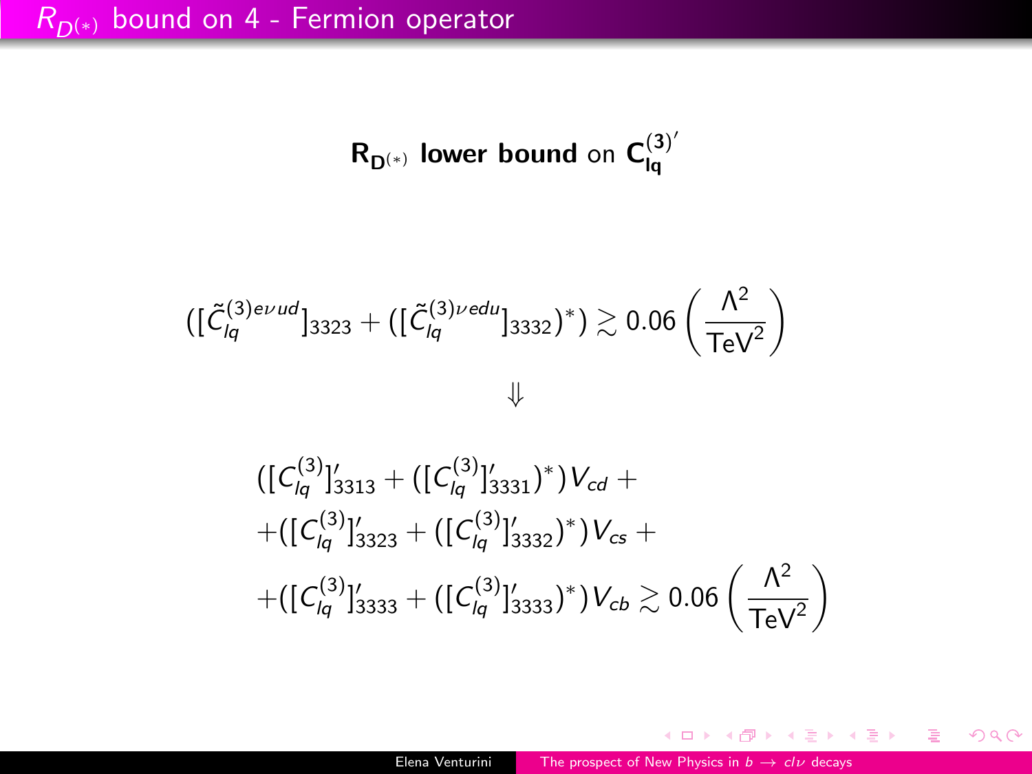## $R_{D^{(*)}}$ bound on 4 - Fermion operator

$\mathbf{R_{D^{(*)}}}$ **lower bound** on $\mathbf{C_{lq}^{(3)'}}$

$$([\tilde{C}_{lq}^{(3)e\nu ud}]_{3323} + ([\tilde{C}_{lq}^{(3)\nu edu}]_{3332})^*) \gtrsim 0.06 \left(\frac{\Lambda^2}{\text{TeV}^2}\right)$$

$$\Downarrow$$

$$\begin{aligned}
&([C_{lq}^{(3)}]'_{3313} + ([C_{lq}^{(3)}]'_{3331})^*)V_{cd} + \\
&+([C_{lq}^{(3)}]'_{3323} + ([C_{lq}^{(3)}]'_{3332})^*)V_{cs} + \\
&+([C_{lq}^{(3)}]'_{3333} + ([C_{lq}^{(3)}]'_{3333})^*)V_{cb} \gtrsim 0.06 \left(\frac{\Lambda^2}{\text{TeV}^2}\right)
\end{aligned}$$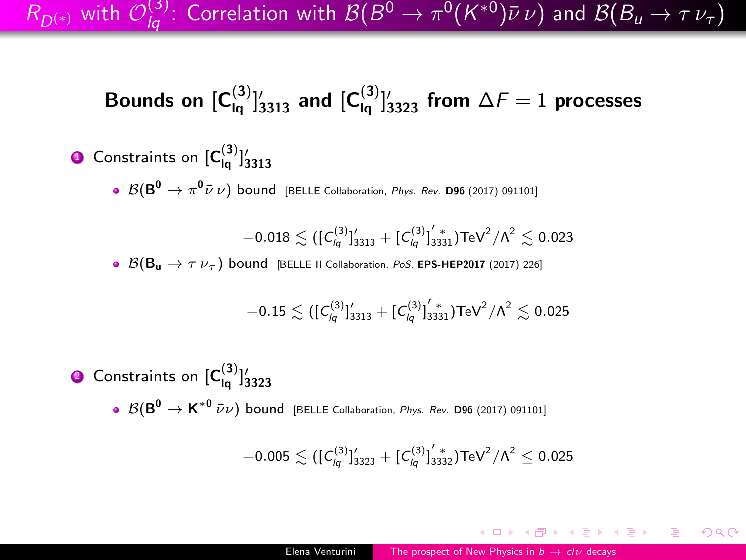# $R_{D^{(*)}}$ with $\mathcal{O}_{lq}^{(3)}$: Correlation with $\mathcal{B}(B^0 \to \pi^0(K^{*0})\bar{\nu}\,\nu)$ and $\mathcal{B}(B_u \to \tau\,\nu_\tau)$

## Bounds on $[\mathbf{C}_{\mathbf{lq}}^{(3)}]'_{\mathbf{3313}}$ and $[\mathbf{C}_{\mathbf{lq}}^{(3)}]'_{\mathbf{3323}}$ from $\Delta F = 1$ processes

1. Constraints on $[\mathbf{C}_{\mathbf{lq}}^{(3)}]'_{\mathbf{3313}}$
   - $\mathcal{B}(\mathbf{B^0} \to \pi^{\mathbf{0}}\bar{\nu}\,\nu)$ bound [BELLE Collaboration, *Phys. Rev.* **D96** (2017) 091101]

$$-0.018 \lesssim ([C_{lq}^{(3)}]'_{3313} + [C_{lq}^{(3)}]'^{\,*}_{3331})\mathrm{TeV}^2/\Lambda^2 \lesssim 0.023$$

   - $\mathcal{B}(\mathbf{B_u} \to \tau\,\nu_\tau)$ bound [BELLE II Collaboration, *PoS.* **EPS-HEP2017** (2017) 226]

$$-0.15 \lesssim ([C_{lq}^{(3)}]'_{3313} + [C_{lq}^{(3)}]'^{\,*}_{3331})\mathrm{TeV}^2/\Lambda^2 \lesssim 0.025$$

2. Constraints on $[\mathbf{C}_{\mathbf{lq}}^{(3)}]'_{\mathbf{3323}}$
   - $\mathcal{B}(\mathbf{B^0} \to \mathbf{K}^{*\mathbf{0}}\,\bar{\nu}\nu)$ bound [BELLE Collaboration, *Phys. Rev.* **D96** (2017) 091101]

$$-0.005 \lesssim ([C_{lq}^{(3)}]'_{3323} + [C_{lq}^{(3)}]'^{\,*}_{3332})\mathrm{TeV}^2/\Lambda^2 \leq 0.025$$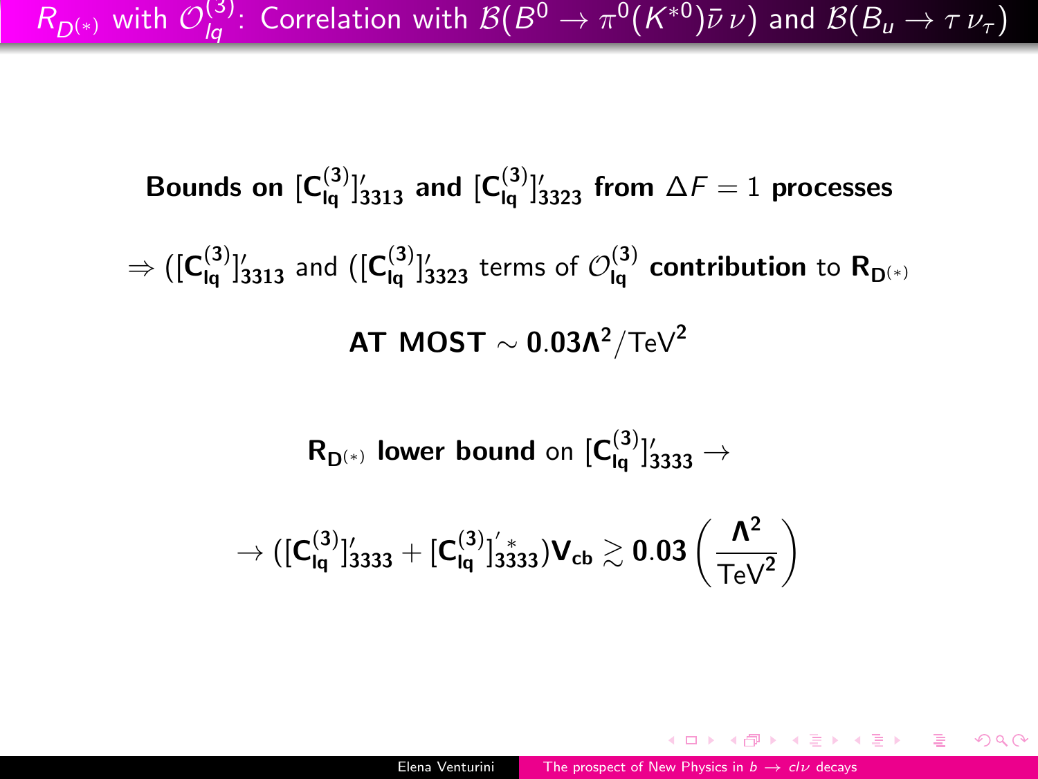## $R_{D^{(*)}}$ with $\mathcal{O}_{lq}^{(3)}$: Correlation with $\mathcal{B}(B^0 \to \pi^0(K^{*0})\bar{\nu}\,\nu)$ and $\mathcal{B}(B_u \to \tau\,\nu_\tau)$

**Bounds on $[\mathbf{C_{lq}^{(3)}}]'_{3313}$ and $[\mathbf{C_{lq}^{(3)}}]'_{3323}$ from $\Delta F = 1$ processes**

$\Rightarrow$ ($[\mathbf{C_{lq}^{(3)}}]'_{3313}$ and ($[\mathbf{C_{lq}^{(3)}}]'_{3323}$ terms of $\mathcal{O}_{\mathbf{lq}}^{(3)}$ **contribution** to $\mathbf{R_{D^{(*)}}}$

**AT MOST** $\sim \mathbf{0.03\Lambda^2}/\text{TeV}^2$

$\mathbf{R_{D^{(*)}}}$ **lower bound** on $[\mathbf{C_{lq}^{(3)}}]'_{3333} \to$

$$\to ([\mathbf{C_{lq}^{(3)}}]'_{3333} + [\mathbf{C_{lq}^{(3)}}]'^{*}_{3333})\mathbf{V_{cb}} \gtrsim \mathbf{0.03}\left(\frac{\mathbf{\Lambda^2}}{\text{TeV}^2}\right)$$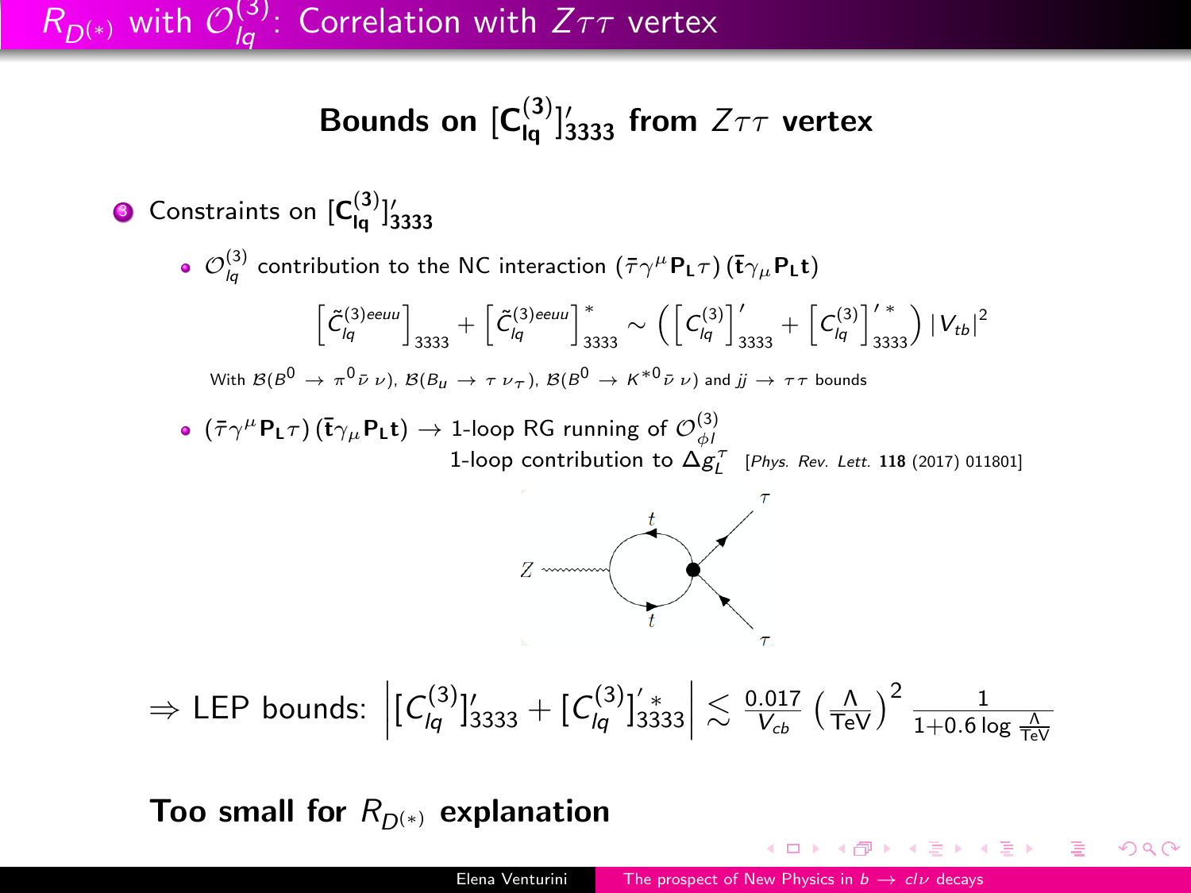# $R_{D^{(*)}}$ with $\mathcal{O}_{lq}^{(3)}$: Correlation with $Z\tau\tau$ vertex

## Bounds on $[\mathbf{C}_{\mathbf{lq}}^{(3)}]'_{3333}$ from $Z\tau\tau$ vertex

3. Constraints on $[\mathbf{C}_{\mathbf{lq}}^{(3)}]'_{3333}$

- $\mathcal{O}_{lq}^{(3)}$ contribution to the NC interaction $(\bar{\tau}\gamma^{\mu}\mathbf{P_L}\tau)(\bar{\mathbf{t}}\gamma_{\mu}\mathbf{P_L}\mathbf{t})$

$$\left[\tilde{C}_{lq}^{(3)eeuu}\right]_{3333} + \left[\tilde{C}_{lq}^{(3)eeuu}\right]^{*}_{3333} \sim \left(\left[C_{lq}^{(3)}\right]'_{3333} + \left[C_{lq}^{(3)}\right]'^{*}_{3333}\right)|V_{tb}|^2$$

With $\mathcal{B}(B^0 \to \pi^0 \bar{\nu}\,\nu)$, $\mathcal{B}(B_u \to \tau\,\nu_\tau)$, $\mathcal{B}(B^0 \to K^{*0}\bar{\nu}\,\nu)$ and $jj \to \tau\tau$ bounds

- $(\bar{\tau}\gamma^{\mu}\mathbf{P_L}\tau)(\bar{\mathbf{t}}\gamma_{\mu}\mathbf{P_L}\mathbf{t}) \to$ 1-loop RG running of $\mathcal{O}_{\phi l}^{(3)}$
  1-loop contribution to $\Delta g_L^{\tau}$ [*Phys. Rev. Lett.* **118** (2017) 011801]

$$\Rightarrow \text{LEP bounds: } \left|[C_{lq}^{(3)}]'_{3333} + [C_{lq}^{(3)}]'^{*}_{3333}\right| \lesssim \frac{0.017}{V_{cb}}\left(\frac{\Lambda}{\text{TeV}}\right)^2 \frac{1}{1+0.6\log\frac{\Lambda}{\text{TeV}}}$$

**Too small for $R_{D^{(*)}}$ explanation**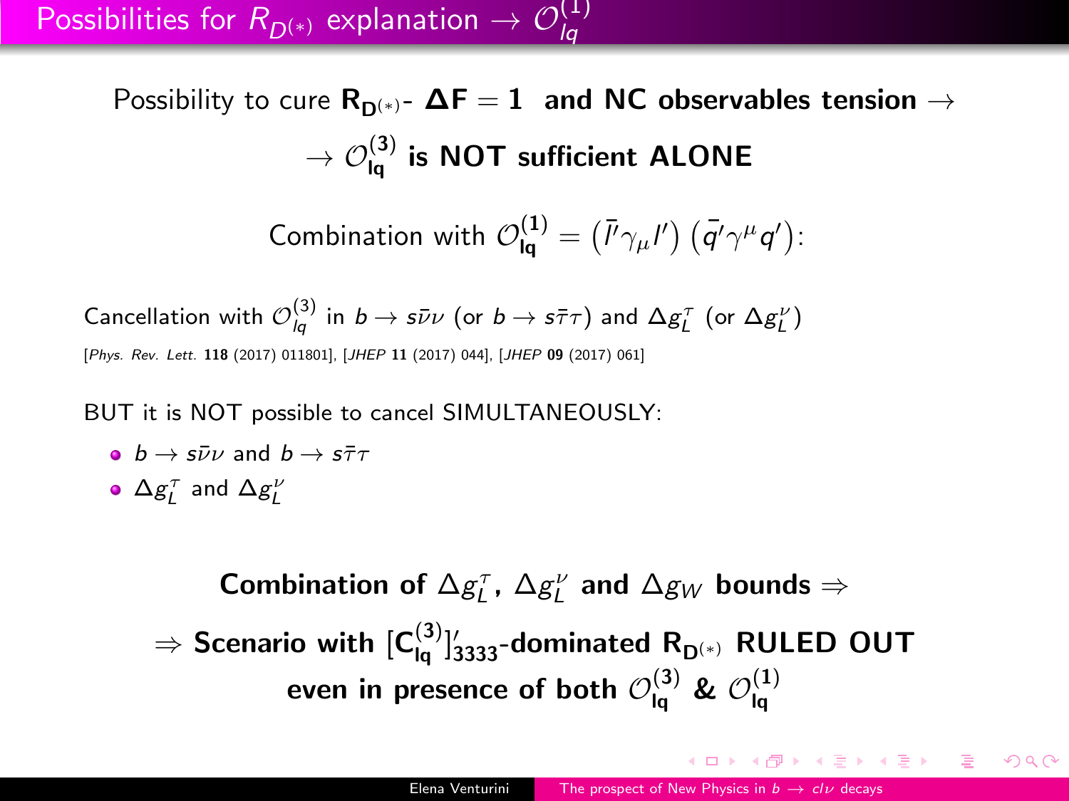# Possibilities for $R_{D^{(*)}}$ explanation $\rightarrow \mathcal{O}_{lq}^{(1)}$

Possibility to cure $\mathbf{R_{D^{(*)}}}$- $\mathbf{\Delta F = 1}$ **and NC observables tension** $\rightarrow$

$\rightarrow \mathcal{O}_{\mathbf{lq}}^{(\mathbf{3})}$ **is NOT sufficient ALONE**

$$\text{Combination with } \mathcal{O}_{\mathbf{lq}}^{(\mathbf{1})} = \left(\bar{l}'\gamma_\mu l'\right)\left(\bar{q}'\gamma^\mu q'\right):$$

Cancellation with $\mathcal{O}_{lq}^{(3)}$ in $b \rightarrow s\bar{\nu}\nu$ (or $b \rightarrow s\bar{\tau}\tau$) and $\Delta g_L^\tau$ (or $\Delta g_L^\nu$)

[*Phys. Rev. Lett.* **118** (2017) 011801], [*JHEP* **11** (2017) 044], [*JHEP* **09** (2017) 061]

BUT it is NOT possible to cancel SIMULTANEOUSLY:

- $b \rightarrow s\bar{\nu}\nu$ and $b \rightarrow s\bar{\tau}\tau$
- $\Delta g_L^\tau$ and $\Delta g_L^\nu$

**Combination of** $\Delta g_L^\tau$**,** $\Delta g_L^\nu$ **and** $\Delta g_W$ **bounds** $\Rightarrow$

$\Rightarrow$ **Scenario with** $[\mathbf{C_{lq}^{(3)}}]'_{\mathbf{3333}}$**-dominated** $\mathbf{R_{D^{(*)}}}$ **RULED OUT even in presence of both** $\mathcal{O}_{\mathbf{lq}}^{(\mathbf{3})}$ **&** $\mathcal{O}_{\mathbf{lq}}^{(\mathbf{1})}$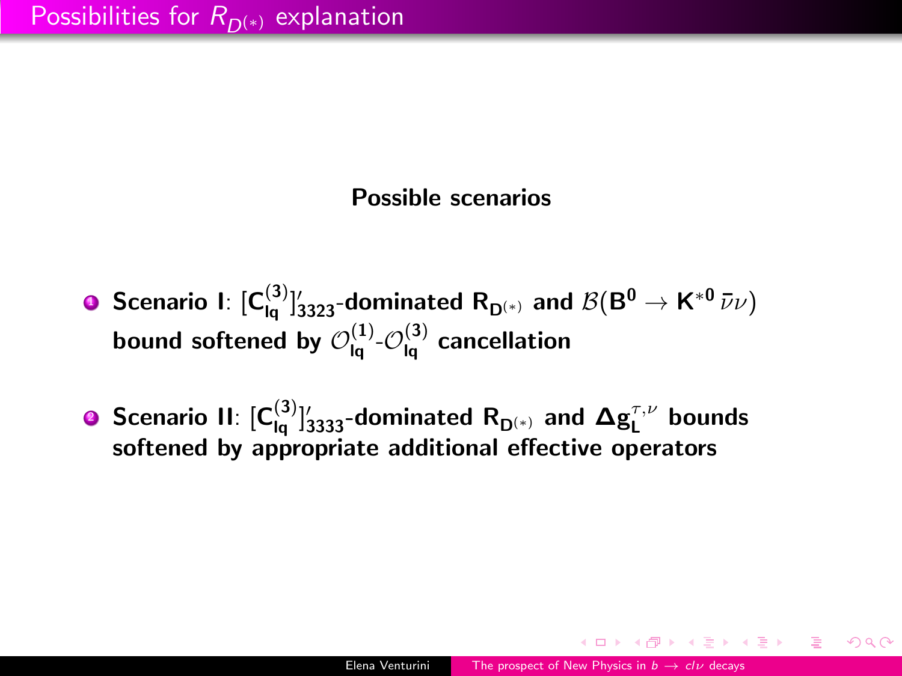# Possibilities for $R_{D^{(*)}}$ explanation

**Possible scenarios**

1. **Scenario I**: $[\mathbf{C_{lq}^{(3)}}]'_{3323}$**-dominated** $\mathbf{R_{D^{(*)}}}$ **and** $\mathcal{B}(\mathbf{B^0} \to \mathbf{K^{*0}}\,\bar{\nu}\nu)$ **bound softened by** $\mathcal{O}_{\mathbf{lq}}^{(1)}$-$\mathcal{O}_{\mathbf{lq}}^{(3)}$ **cancellation**

2. **Scenario II**: $[\mathbf{C_{lq}^{(3)}}]'_{3333}$**-dominated** $\mathbf{R_{D^{(*)}}}$ **and** $\mathbf{\Delta g_L^{\tau,\nu}}$ **bounds softened by appropriate additional effective operators**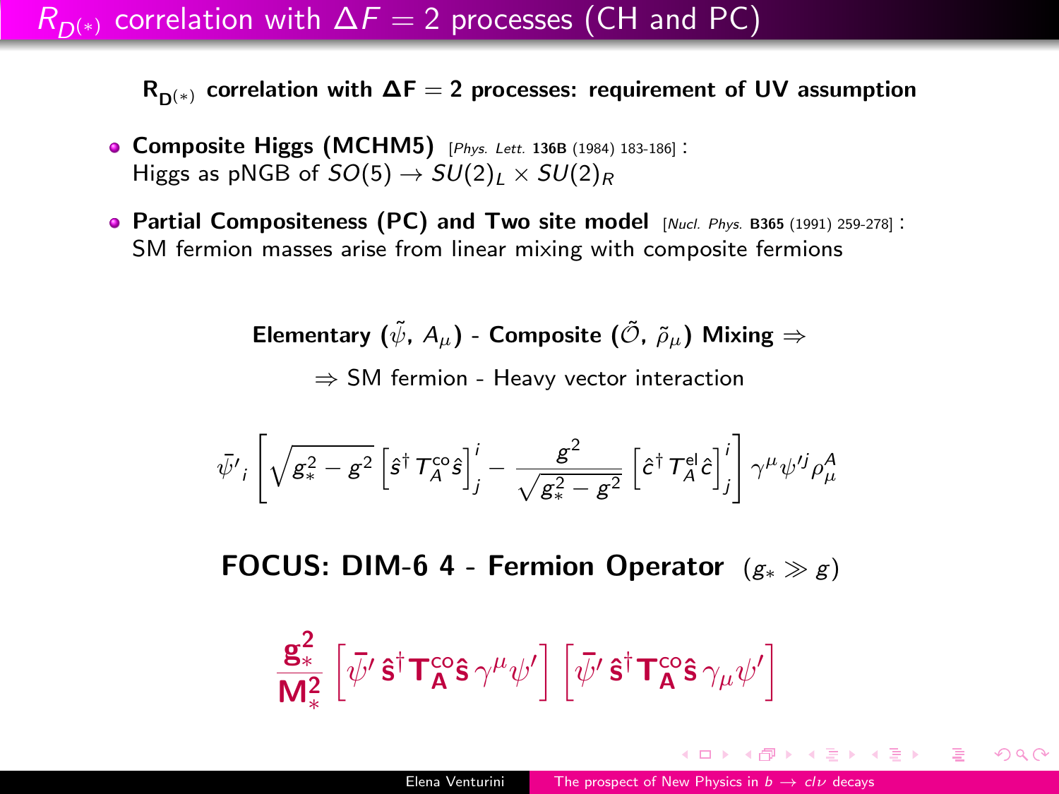# $R_{D^{(*)}}$ correlation with $\Delta F = 2$ processes (CH and PC)

**$\mathbf{R_{D^{(*)}}}$ correlation with $\mathbf{\Delta F = 2}$ processes: requirement of UV assumption**

- **Composite Higgs (MCHM5)** [*Phys. Lett.* **136B** (1984) 183-186] :
  Higgs as pNGB of $SO(5) \to SU(2)_L \times SU(2)_R$

- **Partial Compositeness (PC) and Two site model** [*Nucl. Phys.* **B365** (1991) 259-278] :
  SM fermion masses arise from linear mixing with composite fermions

**Elementary ($\tilde{\psi}$, $A_\mu$) - Composite ($\tilde{\mathcal{O}}$, $\tilde{\rho}_\mu$) Mixing** $\Rightarrow$

$\Rightarrow$ SM fermion - Heavy vector interaction

$$\bar{\psi}'_i \left[ \sqrt{g_*^2 - g^2} \left[ \hat{s}^\dagger T_A^{\mathrm{co}} \hat{s} \right]^i_j - \frac{g^2}{\sqrt{g_*^2 - g^2}} \left[ \hat{c}^\dagger T_A^{\mathrm{el}} \hat{c} \right]^i_j \right] \gamma^\mu \psi'^j \rho_\mu^A$$

**FOCUS: DIM-6 4 - Fermion Operator** $(g_* \gg g)$

$$\frac{\mathbf{g_*^2}}{\mathbf{M_*^2}} \left[ \bar{\psi}' \, \hat{\mathbf{s}}^\dagger \mathbf{T_A^{co}} \hat{\mathbf{s}} \, \gamma^\mu \psi' \right] \left[ \bar{\psi}' \, \hat{\mathbf{s}}^\dagger \mathbf{T_A^{co}} \hat{\mathbf{s}} \, \gamma_\mu \psi' \right]$$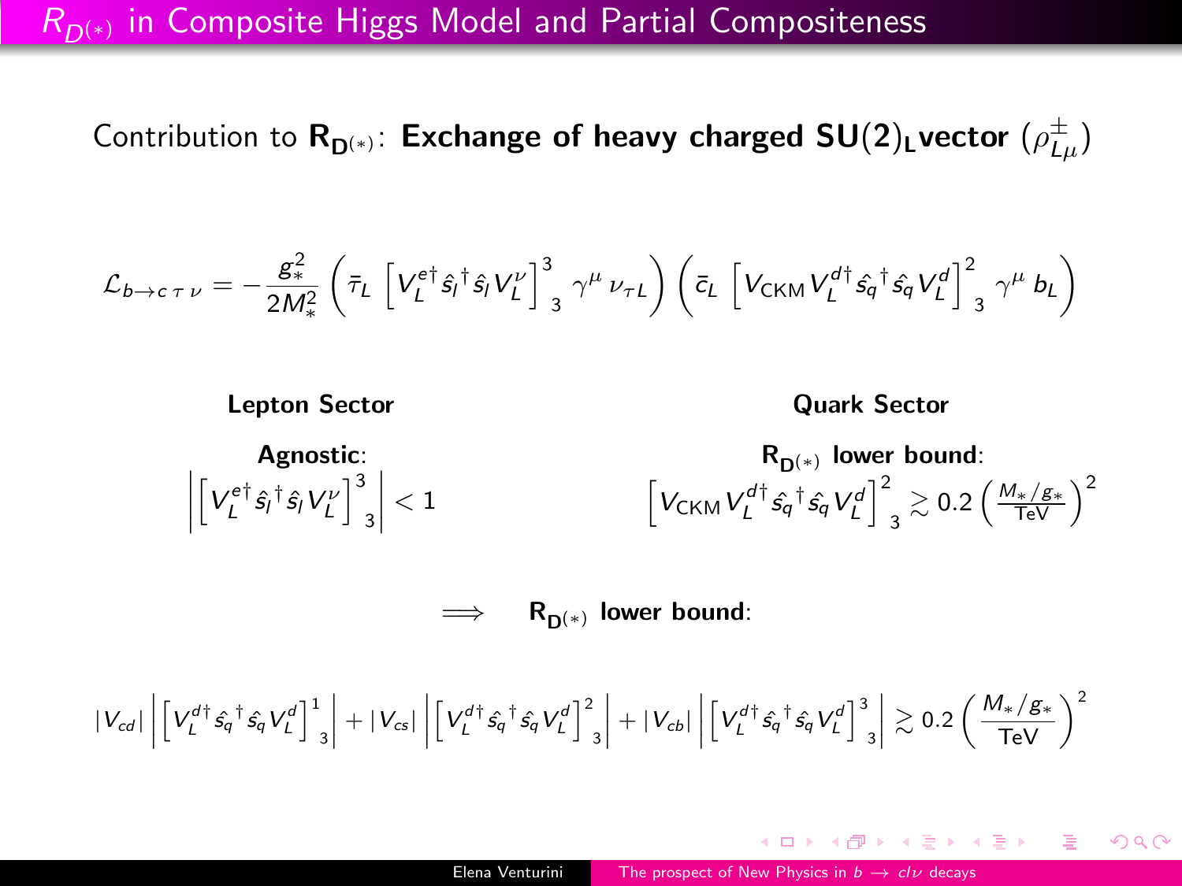## $R_{D^{(*)}}$ in Composite Higgs Model and Partial Compositeness

Contribution to $\mathbf{R_{D^{(*)}}}$: **Exchange of heavy charged $\mathbf{SU(2)_L}$vector** $(\rho^{\pm}_{L\mu})$

$$\mathcal{L}_{b\to c\,\tau\,\nu} = -\frac{g_*^2}{2M_*^2}\left(\bar{\tau}_L\,\left[V_L^{e\dagger}\hat{s}_l{}^\dagger\hat{s}_l V_L^\nu\right]^3_{\;3}\,\gamma^\mu\,\nu_{\tau L}\right)\left(\bar{c}_L\,\left[V_{\text{CKM}}V_L^{d\dagger}\hat{s_q}{}^\dagger\hat{s_q}V_L^d\right]^2_{\;3}\,\gamma^\mu\,b_L\right)$$

**Lepton Sector**

**Agnostic**:

$$\left|\left[V_L^{e\dagger}\hat{s}_l{}^\dagger\hat{s}_l V_L^\nu\right]^3_{\;3}\right| < 1$$

**Quark Sector**

$\mathbf{R_{D^{(*)}}}$ **lower bound**:

$$\left[V_{\text{CKM}}V_L^{d\dagger}\hat{s_q}{}^\dagger\hat{s_q}V_L^d\right]^2_{\;3} \gtrsim 0.2\left(\frac{M_*/g_*}{\text{TeV}}\right)^2$$

$\Longrightarrow$ $\mathbf{R_{D^{(*)}}}$ **lower bound**:

$$|V_{cd}|\left|\left[V_L^{d\dagger}\hat{s_q}{}^\dagger\hat{s_q}V_L^d\right]^1_{\;3}\right| + |V_{cs}|\left|\left[V_L^{d\dagger}\hat{s_q}{}^\dagger\hat{s_q}V_L^d\right]^2_{\;3}\right| + |V_{cb}|\left|\left[V_L^{d\dagger}\hat{s_q}{}^\dagger\hat{s_q}V_L^d\right]^3_{\;3}\right| \gtrsim 0.2\left(\frac{M_*/g_*}{\text{TeV}}\right)^2$$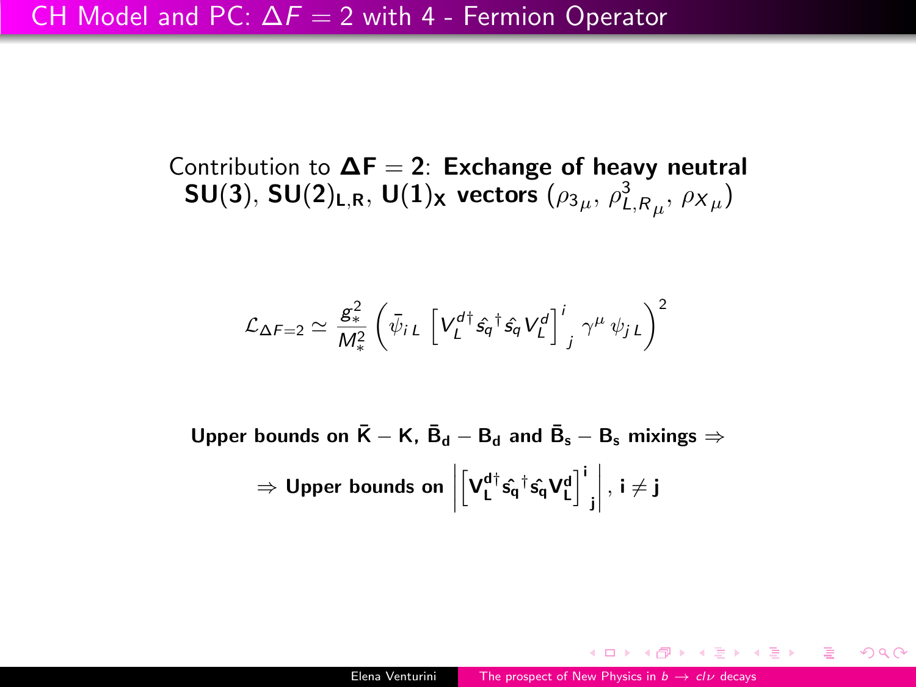# CH Model and PC: $\Delta F = 2$ with 4 - Fermion Operator

Contribution to $\mathbf{\Delta F = 2}$: **Exchange of heavy neutral** $\mathbf{SU(3)}$, $\mathbf{SU(2)_{L,R}}$, $\mathbf{U(1)_X}$ **vectors** ($\rho_{3_\mu}$, $\rho^3_{L,R_\mu}$, $\rho_{X_\mu}$)

$$\mathcal{L}_{\Delta F=2} \simeq \frac{g_*^2}{M_*^2} \left( \bar{\psi}_{i\,L} \left[ V_L^{d\dagger} \hat{s_q}^\dagger \hat{s_q} V_L^d \right]^i_{\ j} \gamma^\mu \, \psi_{j\,L} \right)^2$$

**Upper bounds on $\bar{\mathbf{K}} - \mathbf{K}$, $\bar{\mathbf{B}}_\mathbf{d} - \mathbf{B}_\mathbf{d}$ and $\bar{\mathbf{B}}_\mathbf{s} - \mathbf{B}_\mathbf{s}$ mixings $\Rightarrow$**

$\Rightarrow$ **Upper bounds on** $\left| \left[ \mathbf{V_L^{d\dagger} \hat{s_q}^\dagger \hat{s_q} V_L^d} \right]^\mathbf{i}_{\ \mathbf{j}} \right|$, $\mathbf{i \neq j}$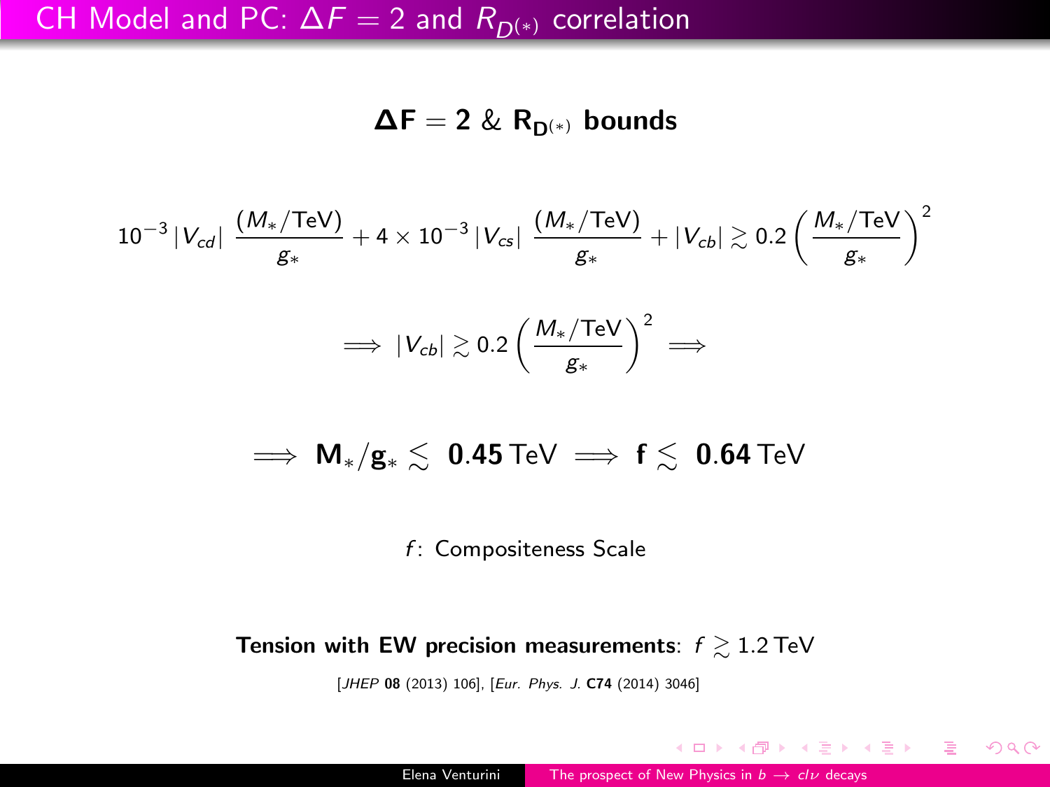# CH Model and PC: $\Delta F = 2$ and $R_{D^{(*)}}$ correlation

**$\boldsymbol{\Delta}\mathbf{F} = \mathbf{2}$ & $\mathbf{R_{D^{(*)}}}$ bounds**

$$10^{-3}\,|V_{cd}|\;\frac{(M_*/\text{TeV})}{g_*} + 4\times 10^{-3}\,|V_{cs}|\;\frac{(M_*/\text{TeV})}{g_*} + |V_{cb}| \gtrsim 0.2\left(\frac{M_*/\text{TeV}}{g_*}\right)^2$$

$$\Longrightarrow\; |V_{cb}| \gtrsim 0.2\left(\frac{M_*/\text{TeV}}{g_*}\right)^2 \;\Longrightarrow$$

$$\Longrightarrow\; \mathbf{M_*/g_*} \lesssim\; \mathbf{0.45}\,\text{TeV} \;\Longrightarrow\; \mathbf{f} \lesssim\; \mathbf{0.64}\,\text{TeV}$$

$f$: Compositeness Scale

**Tension with EW precision measurements**: $f \gtrsim 1.2\,\text{TeV}$

[*JHEP* **08** (2013) 106], [*Eur. Phys. J.* **C74** (2014) 3046]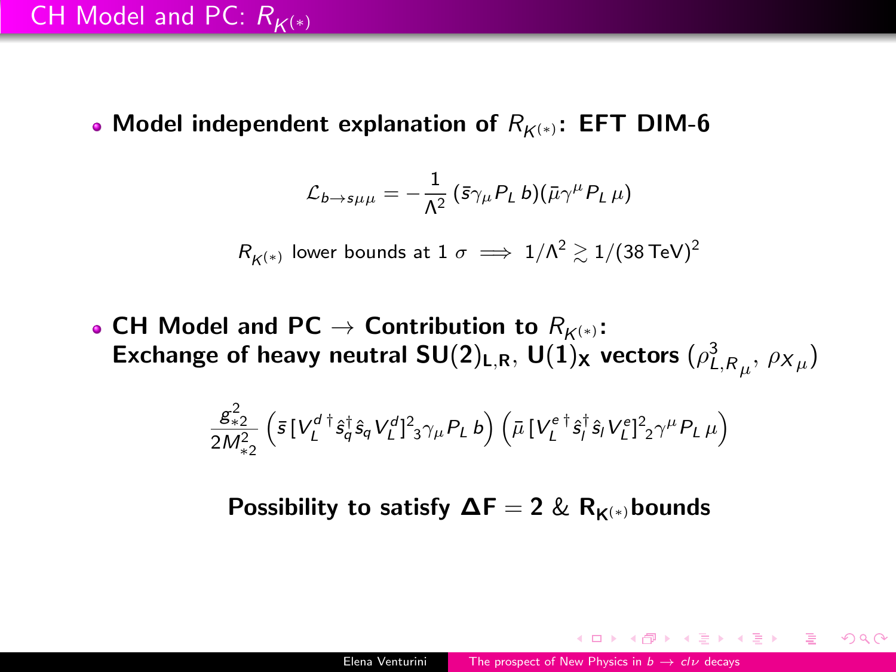# CH Model and PC: $R_{K^{(*)}}$

- **Model independent explanation of $R_{K^{(*)}}$: EFT DIM-6**

$$\mathcal{L}_{b\to s\mu\mu} = -\frac{1}{\Lambda^2}\,(\bar{s}\gamma_\mu P_L\, b)(\bar{\mu}\gamma^\mu P_L\,\mu)$$

$R_{K^{(*)}}$ lower bounds at 1 $\sigma \implies 1/\Lambda^2 \gtrsim 1/(38\,\text{TeV})^2$

- **CH Model and PC $\to$ Contribution to $R_{K^{(*)}}$:**
  **Exchange of heavy neutral $\mathbf{SU(2)_{L,R}}$, $\mathbf{U(1)_X}$ vectors** $(\rho^3_{L,R_\mu},\, \rho_{X_\mu})$

$$\frac{g_{*2}^2}{2M_{*2}^2}\left(\bar{s}\,[V_L^{d\,\dagger}\hat{s}_q^\dagger\hat{s}_q V_L^d]^2{}_3\gamma_\mu P_L\, b\right)\left(\bar{\mu}\,[V_L^{e\,\dagger}\hat{s}_l^\dagger\hat{s}_l V_L^e]^2{}_2\gamma^\mu P_L\,\mu\right)$$

**Possibility to satisfy $\mathbf{\Delta F = 2}$ & $\mathbf{R_{K^{(*)}}}$ bounds**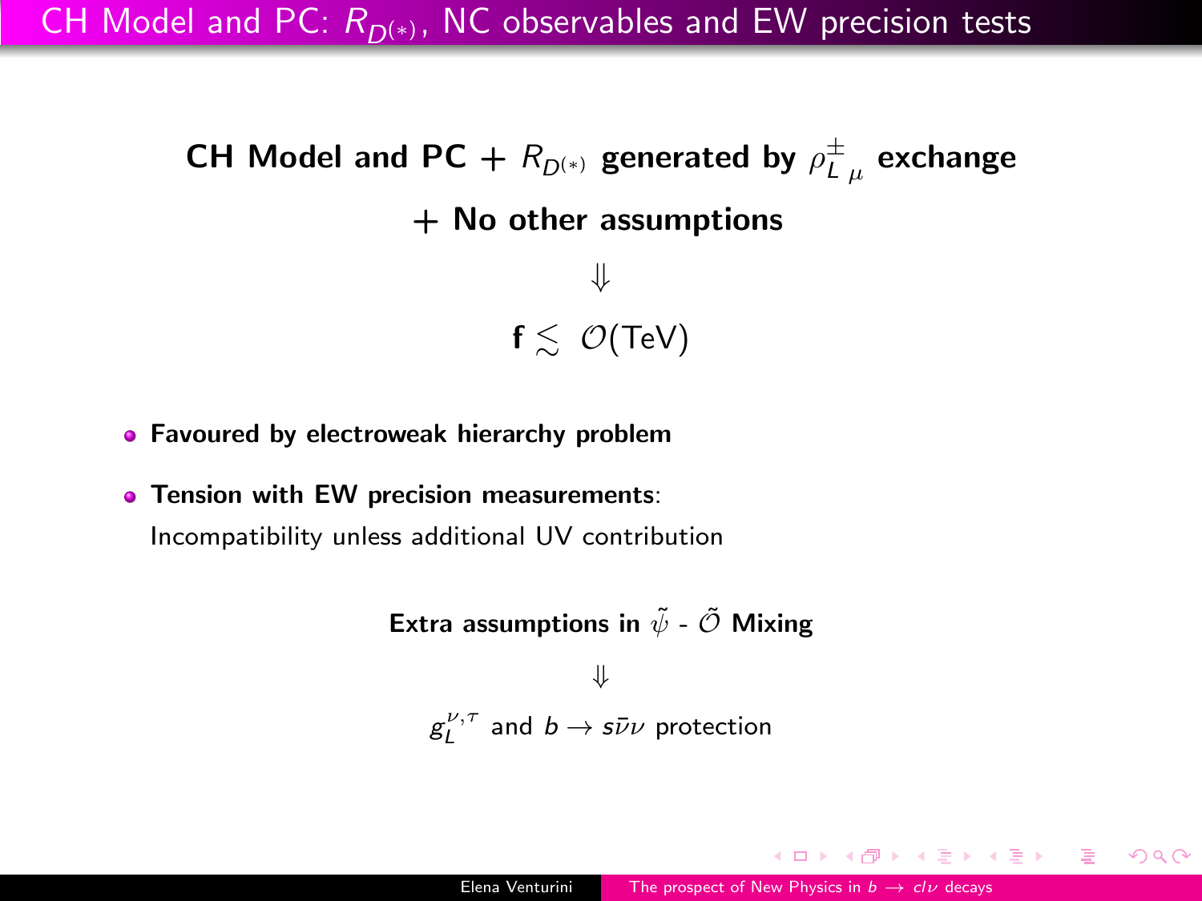# CH Model and PC: $R_{D^{(*)}}$, NC observables and EW precision tests

**CH Model and PC + $R_{D^{(*)}}$ generated by $\rho^{\pm}_{L\ \mu}$ exchange**

**+ No other assumptions**

$$\Downarrow$$

$$\mathbf{f} \lesssim \ \mathcal{O}(\text{TeV})$$

- **Favoured by electroweak hierarchy problem**
- **Tension with EW precision measurements**:
  Incompatibility unless additional UV contribution

**Extra assumptions in $\tilde{\psi}$ - $\tilde{\mathcal{O}}$ Mixing**

$$\Downarrow$$

$g_L^{\nu,\tau}$ and $b \to s\bar{\nu}\nu$ protection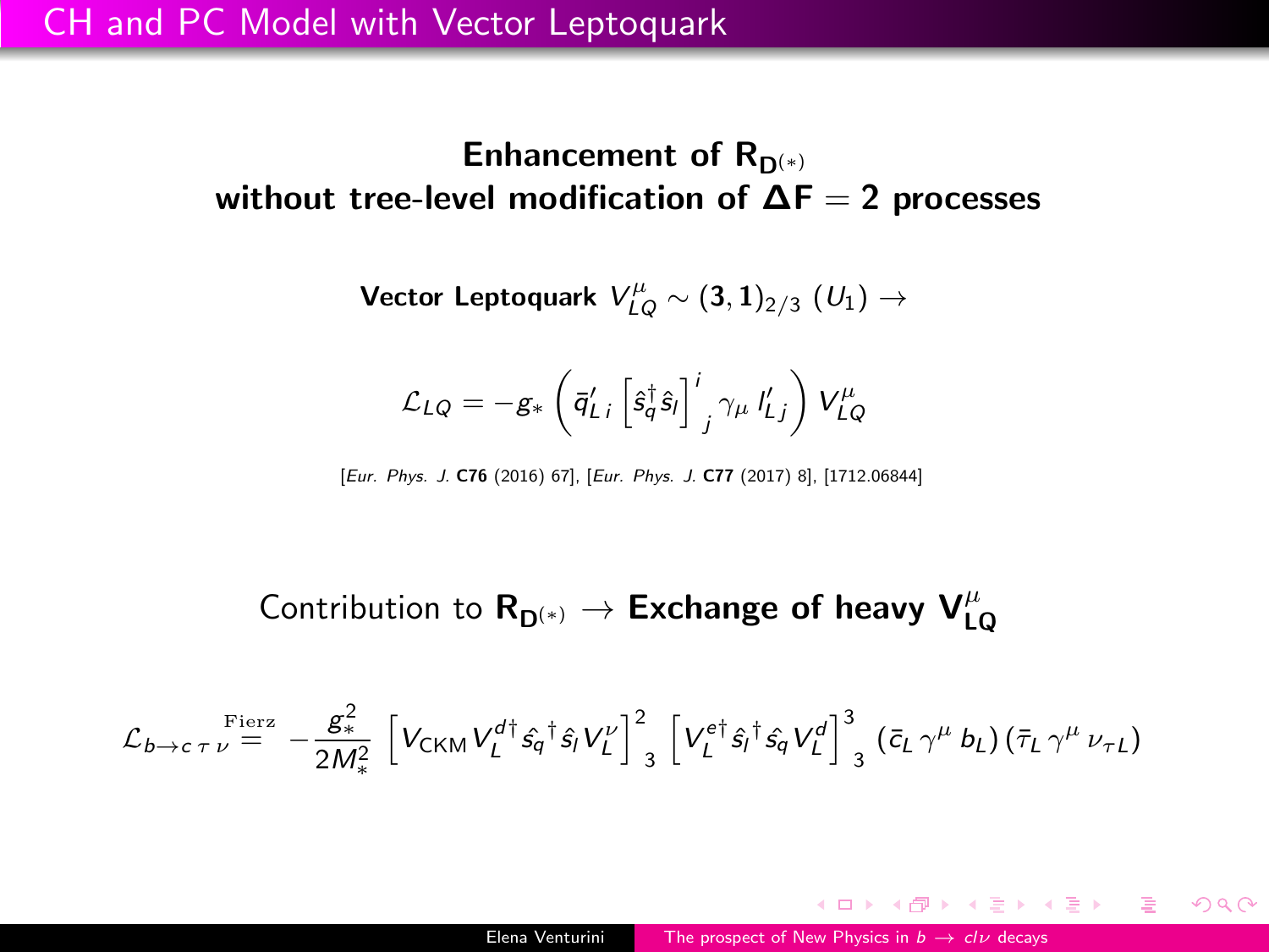# CH and PC Model with Vector Leptoquark

**Enhancement of $\mathbf{R_{D^{(*)}}}$ without tree-level modification of $\mathbf{\Delta F = 2}$ processes**

**Vector Leptoquark** $V_{LQ}^{\mu} \sim (\mathbf{3}, \mathbf{1})_{2/3}$ $(U_1)$ $\rightarrow$

$$\mathcal{L}_{LQ} = -g_* \left( \bar{q}'_{L\,i} \left[ \hat{s}_q^\dagger \hat{s}_l \right]^i_{\;j} \gamma_\mu \, l'_{L\,j} \right) V_{LQ}^{\mu}$$

[*Eur. Phys. J.* **C76** (2016) 67], [*Eur. Phys. J.* **C77** (2017) 8], [1712.06844]

Contribution to $\mathbf{R_{D^{(*)}}}$ $\rightarrow$ **Exchange of heavy $\mathbf{V_{LQ}^{\mu}}$**

$$\mathcal{L}_{b\rightarrow c\,\tau\,\nu} \overset{\text{Fierz}}{=} -\frac{g_*^2}{2M_*^2} \left[ V_{\text{CKM}} V_L^{d\dagger} \hat{s_q}^\dagger \hat{s}_l V_L^{\nu} \right]^2_{\;3} \left[ V_L^{e\dagger} \hat{s}_l^{\,\dagger} \hat{s_q} V_L^{d} \right]^3_{\;3} (\bar{c}_L \, \gamma^\mu \, b_L) \, (\bar{\tau}_L \, \gamma^\mu \, \nu_{\tau\,L})$$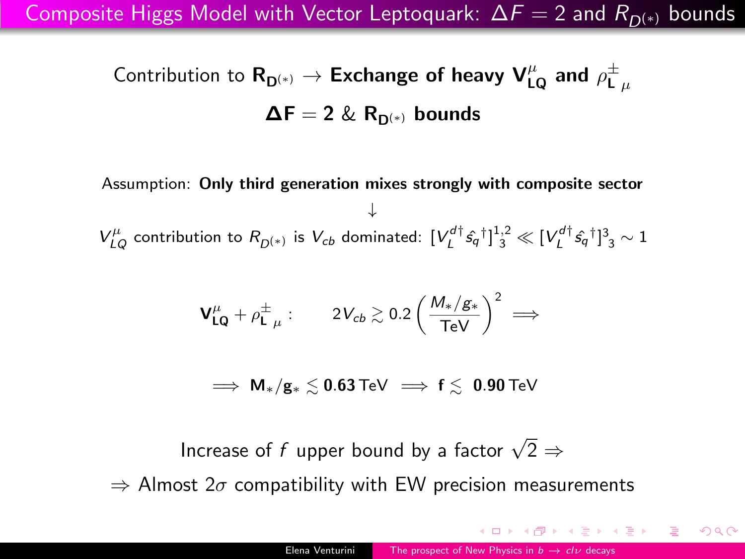# Composite Higgs Model with Vector Leptoquark: $\Delta F = 2$ and $R_{D^{(*)}}$ bounds

Contribution to $\mathbf{R_{D^{(*)}}}$ $\rightarrow$ **Exchange of heavy** $\mathbf{V^\mu_{LQ}}$ **and** $\rho^{\pm}_{\mathbf{L}\,\mu}$

$\mathbf{\Delta F = 2}$ & $\mathbf{R_{D^{(*)}}}$ **bounds**

Assumption: **Only third generation mixes strongly with composite sector**

$\downarrow$

$V^\mu_{LQ}$ contribution to $R_{D^{(*)}}$ is $V_{cb}$ dominated: $[V_L^{d\dagger} \hat{s_q}^\dagger]^{1,2}_{\ \ 3} \ll [V_L^{d\dagger} \hat{s_q}^\dagger]^3_{\ 3} \sim 1$

$$\mathbf{V^\mu_{LQ}} + \rho^{\pm}_{\mathbf{L}\,\mu}: \qquad 2V_{cb} \gtrsim 0.2 \left(\frac{M_*/g_*}{\text{TeV}}\right)^2 \implies$$

$$\implies \mathbf{M_*/g_*} \lesssim \mathbf{0.63}\,\text{TeV} \implies \mathbf{f} \lesssim \mathbf{0.90}\,\text{TeV}$$

Increase of $f$ upper bound by a factor $\sqrt{2} \Rightarrow$

$\Rightarrow$ Almost $2\sigma$ compatibility with EW precision measurements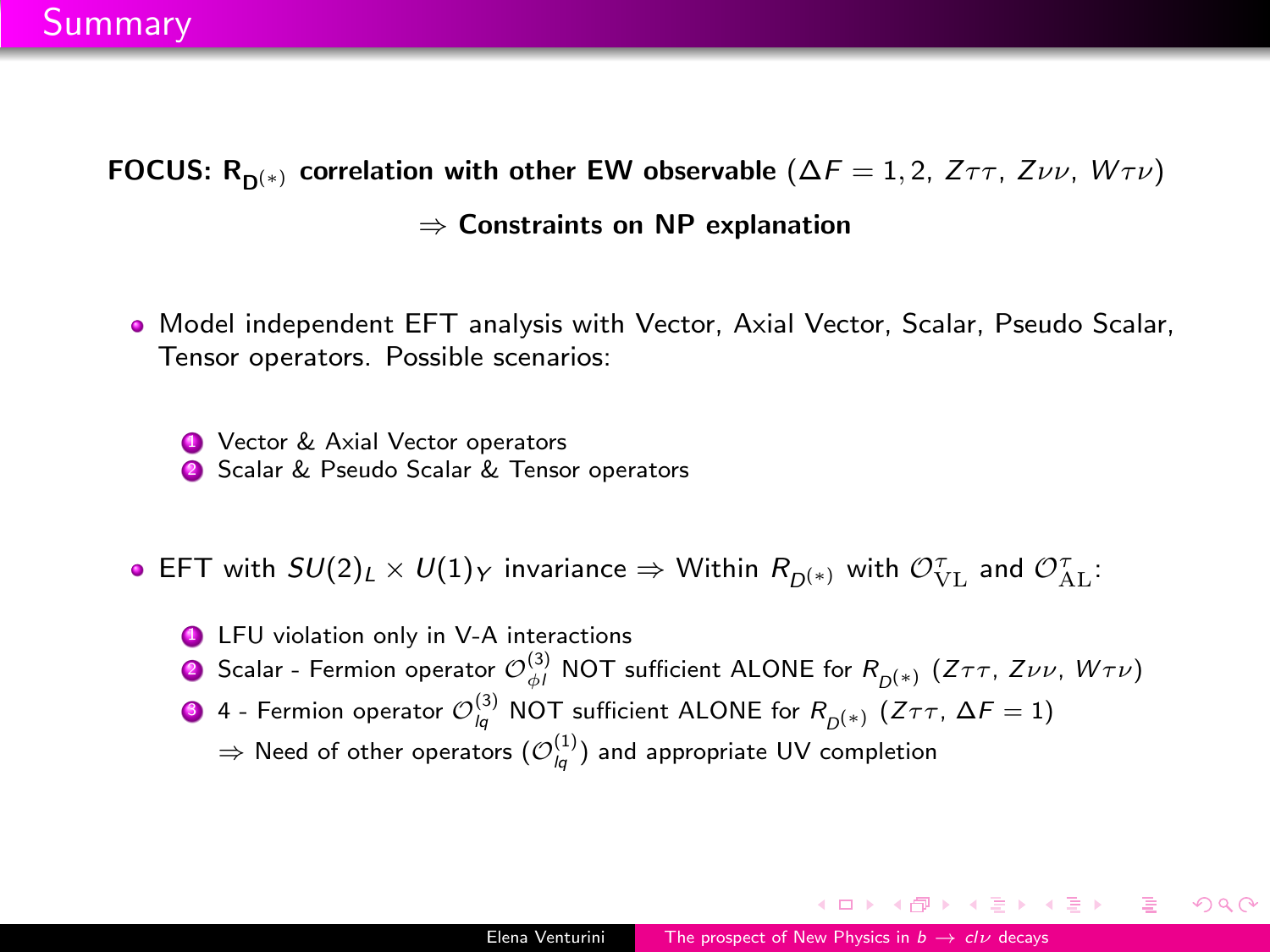# Summary

**FOCUS: $R_{D^{(*)}}$ correlation with other EW observable** ($\Delta F = 1, 2$, $Z\tau\tau$, $Z\nu\nu$, $W\tau\nu$)

$\Rightarrow$ **Constraints on NP explanation**

- Model independent EFT analysis with Vector, Axial Vector, Scalar, Pseudo Scalar, Tensor operators. Possible scenarios:

  1. Vector & Axial Vector operators
  2. Scalar & Pseudo Scalar & Tensor operators

- EFT with $SU(2)_L \times U(1)_Y$ invariance $\Rightarrow$ Within $R_{D^{(*)}}$ with $\mathcal{O}^{\tau}_{\rm VL}$ and $\mathcal{O}^{\tau}_{\rm AL}$:

  1. LFU violation only in V-A interactions
  2. Scalar - Fermion operator $\mathcal{O}^{(3)}_{\phi l}$ NOT sufficient ALONE for $R_{D^{(*)}}$ ($Z\tau\tau$, $Z\nu\nu$, $W\tau\nu$)
  3. 4 - Fermion operator $\mathcal{O}^{(3)}_{lq}$ NOT sufficient ALONE for $R_{D^{(*)}}$ ($Z\tau\tau$, $\Delta F = 1$)

     $\Rightarrow$ Need of other operators ($\mathcal{O}^{(1)}_{lq}$) and appropriate UV completion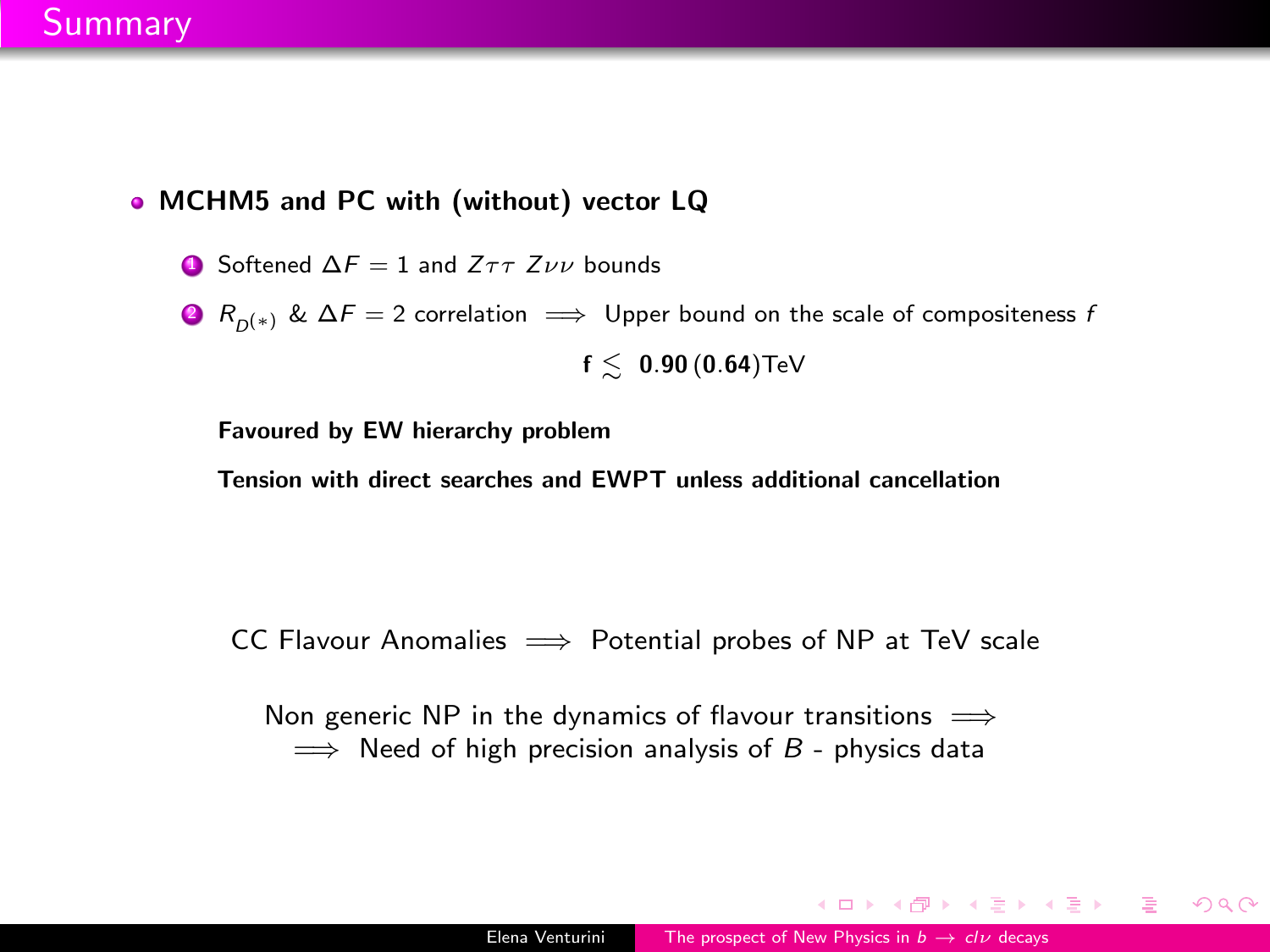# Summary

- **MCHM5 and PC with (without) vector LQ**

  1. Softened $\Delta F = 1$ and $Z\tau\tau$ $Z\nu\nu$ bounds
  2. $R_{D(*)}$ & $\Delta F = 2$ correlation $\implies$ Upper bound on the scale of compositeness $f$

$$\mathbf{f} \lesssim \mathbf{0.90}\,(\mathbf{0.64})\text{TeV}$$

**Favoured by EW hierarchy problem**

**Tension with direct searches and EWPT unless additional cancellation**

CC Flavour Anomalies $\implies$ Potential probes of NP at TeV scale

Non generic NP in the dynamics of flavour transitions $\implies$
$\implies$ Need of high precision analysis of $B$ - physics data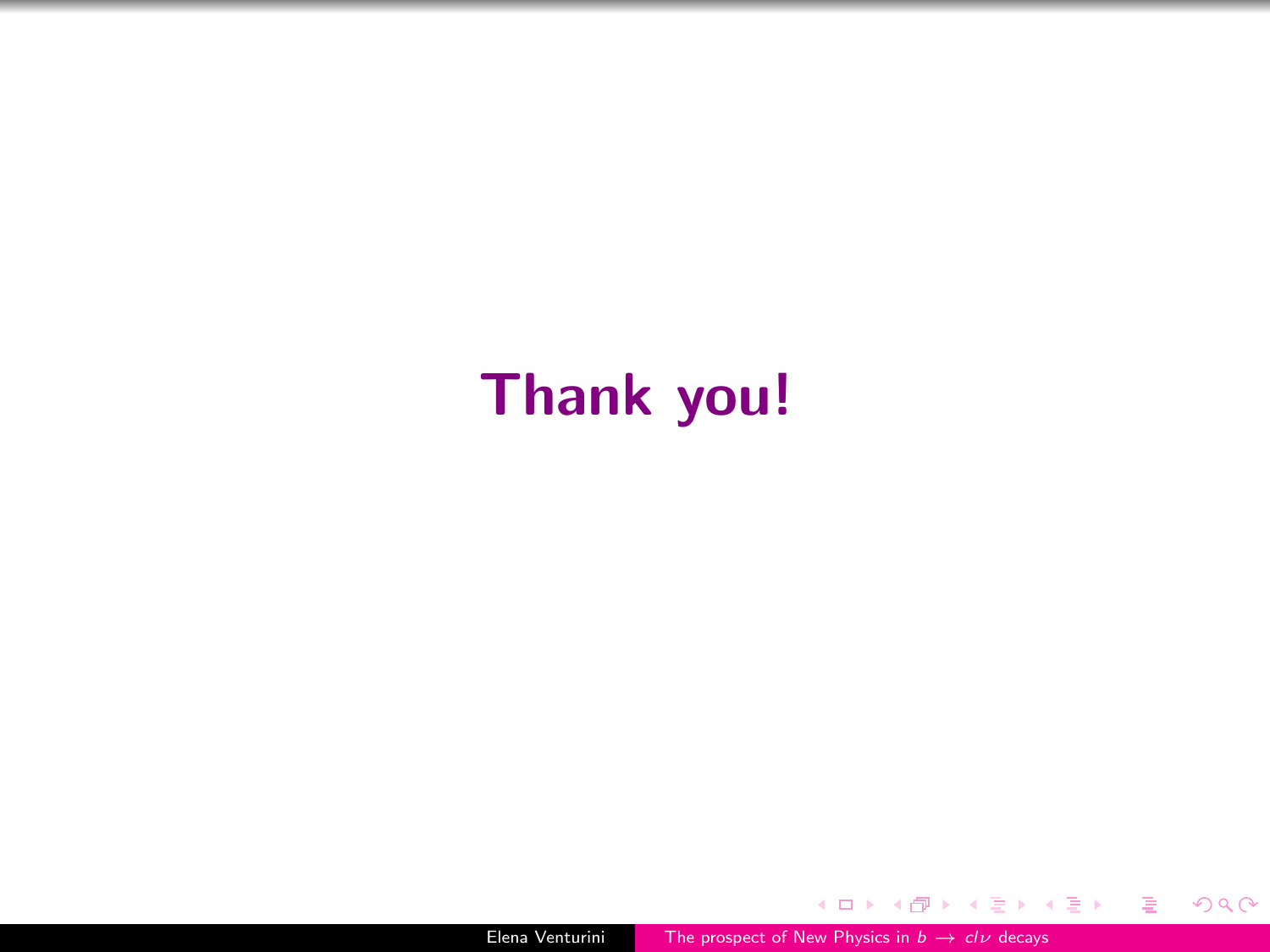**Thank you!**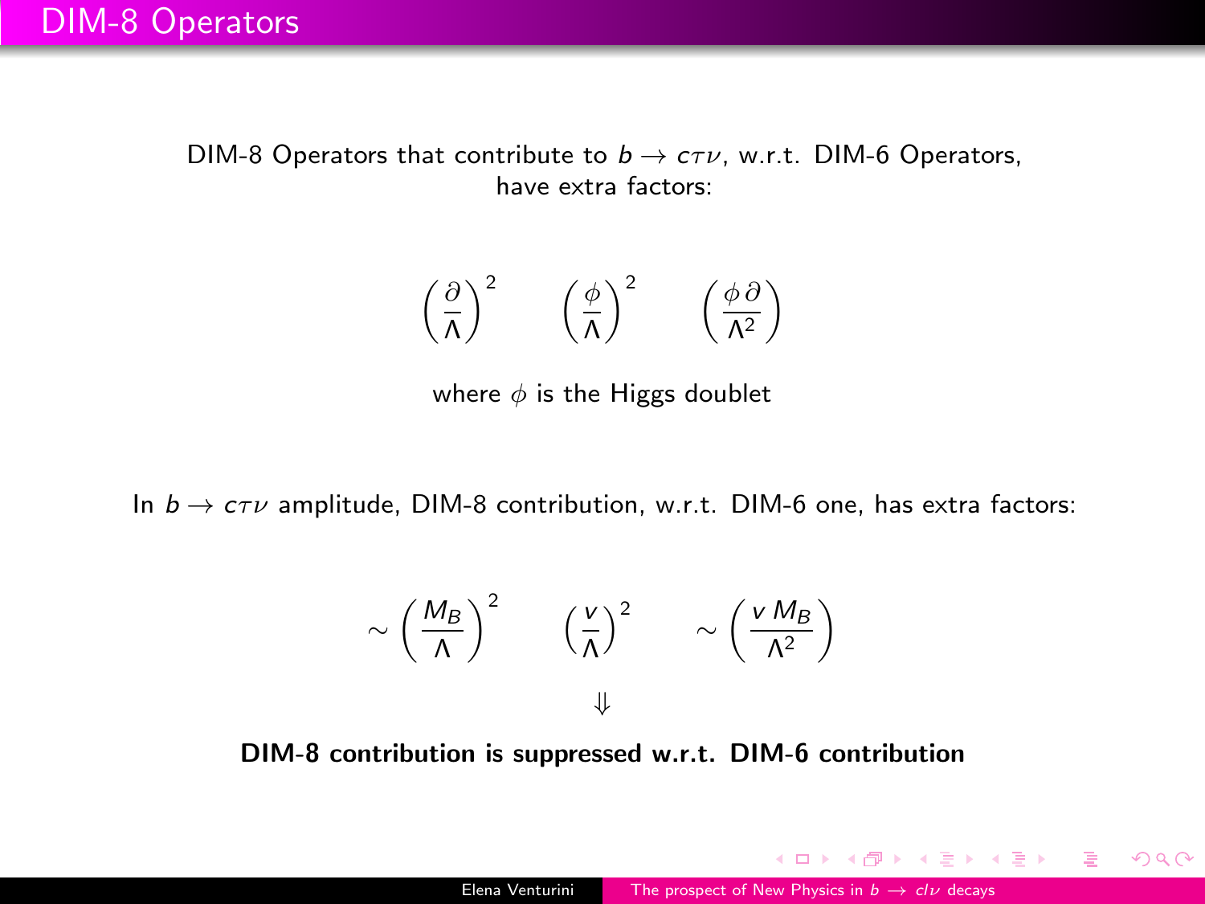# DIM-8 Operators

DIM-8 Operators that contribute to $b \to c\tau\nu$, w.r.t. DIM-6 Operators, have extra factors:

$$\left(\frac{\partial}{\Lambda}\right)^2 \qquad \left(\frac{\phi}{\Lambda}\right)^2 \qquad \left(\frac{\phi\,\partial}{\Lambda^2}\right)$$

where $\phi$ is the Higgs doublet

In $b \to c\tau\nu$ amplitude, DIM-8 contribution, w.r.t. DIM-6 one, has extra factors:

$$\sim \left(\frac{M_B}{\Lambda}\right)^2 \qquad \left(\frac{v}{\Lambda}\right)^2 \qquad \sim \left(\frac{v\,M_B}{\Lambda^2}\right)$$

$$\Downarrow$$

**DIM-8 contribution is suppressed w.r.t. DIM-6 contribution**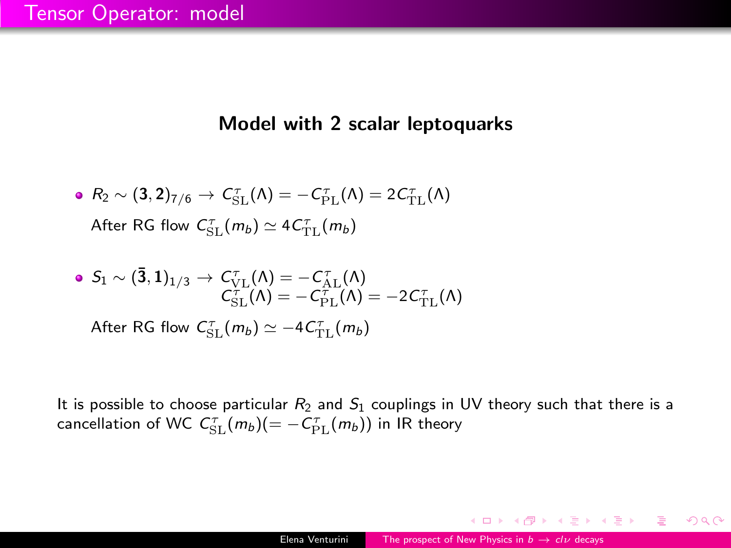# Tensor Operator: model

**Model with 2 scalar leptoquarks**

- $R_2 \sim (\mathbf{3}, \mathbf{2})_{7/6} \rightarrow C^{\tau}_{\mathrm{SL}}(\Lambda) = -C^{\tau}_{\mathrm{PL}}(\Lambda) = 2C^{\tau}_{\mathrm{TL}}(\Lambda)$

  After RG flow $C^{\tau}_{\mathrm{SL}}(m_b) \simeq 4C^{\tau}_{\mathrm{TL}}(m_b)$

- $S_1 \sim (\bar{\mathbf{3}}, \mathbf{1})_{1/3} \rightarrow C^{\tau}_{\mathrm{VL}}(\Lambda) = -C^{\tau}_{\mathrm{AL}}(\Lambda)$
  $C^{\tau}_{\mathrm{SL}}(\Lambda) = -C^{\tau}_{\mathrm{PL}}(\Lambda) = -2C^{\tau}_{\mathrm{TL}}(\Lambda)$

  After RG flow $C^{\tau}_{\mathrm{SL}}(m_b) \simeq -4C^{\tau}_{\mathrm{TL}}(m_b)$

It is possible to choose particular $R_2$ and $S_1$ couplings in UV theory such that there is a cancellation of WC $C^{\tau}_{\mathrm{SL}}(m_b)(= -C^{\tau}_{\mathrm{PL}}(m_b))$ in IR theory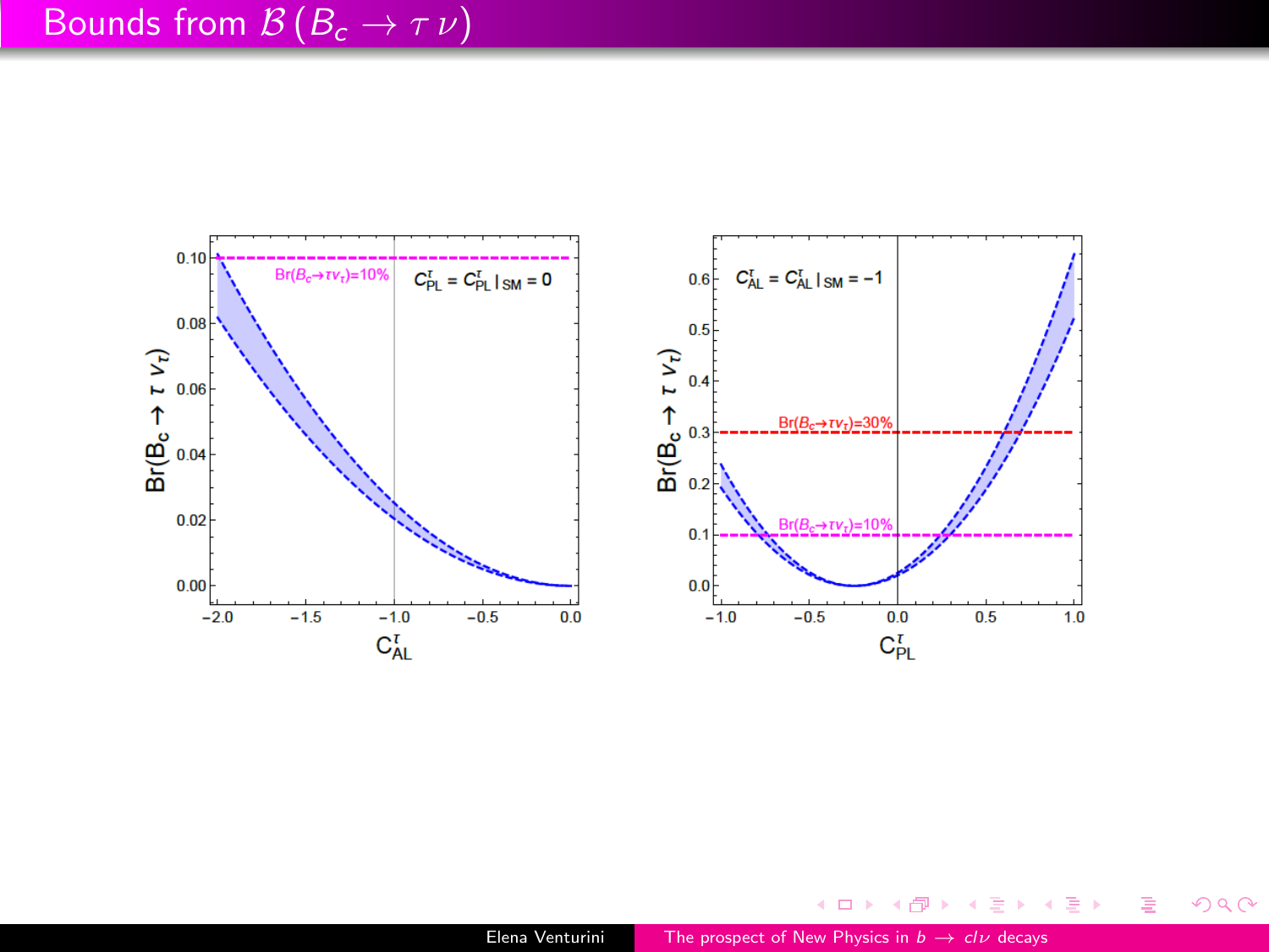# Bounds from $\mathcal{B}(B_c \to \tau \nu)$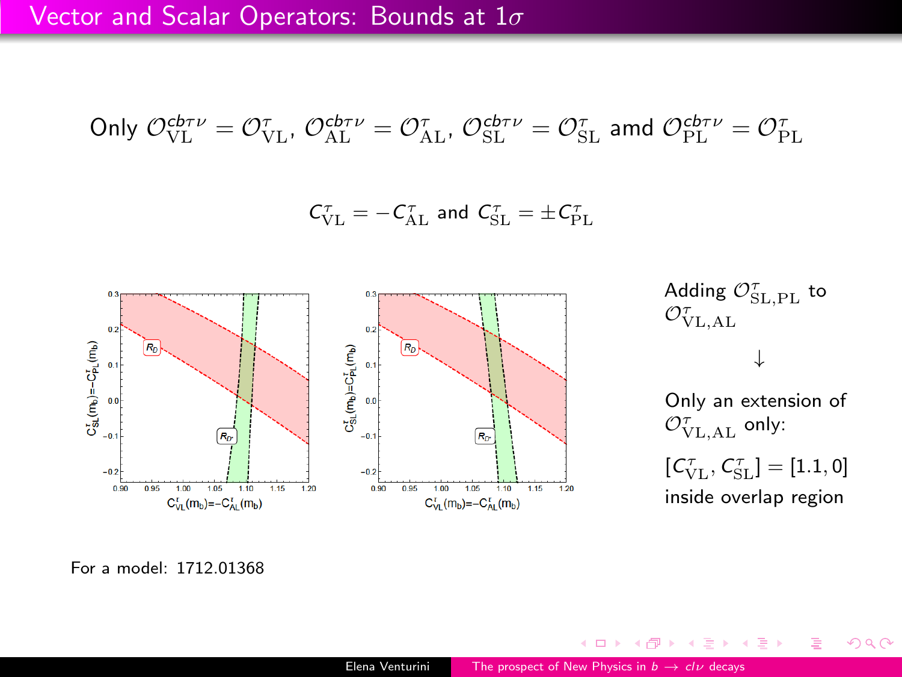# Vector and Scalar Operators: Bounds at $1\sigma$

Only $\mathcal{O}^{cb\tau\nu}_{\rm VL} = \mathcal{O}^{\tau}_{\rm VL}$, $\mathcal{O}^{cb\tau\nu}_{\rm AL} = \mathcal{O}^{\tau}_{\rm AL}$, $\mathcal{O}^{cb\tau\nu}_{\rm SL} = \mathcal{O}^{\tau}_{\rm SL}$ amd $\mathcal{O}^{cb\tau\nu}_{\rm PL} = \mathcal{O}^{\tau}_{\rm PL}$

$$C^{\tau}_{\rm VL} = -C^{\tau}_{\rm AL} \text{ and } C^{\tau}_{\rm SL} = \pm C^{\tau}_{\rm PL}$$

Adding $\mathcal{O}^{\tau}_{\rm SL,PL}$ to $\mathcal{O}^{\tau}_{\rm VL,AL}$

↓

Only an extension of $\mathcal{O}^{\tau}_{\rm VL,AL}$ only:

$[C^{\tau}_{\rm VL}, C^{\tau}_{\rm SL}] = [1.1, 0]$ inside overlap region

For a model: 1712.01368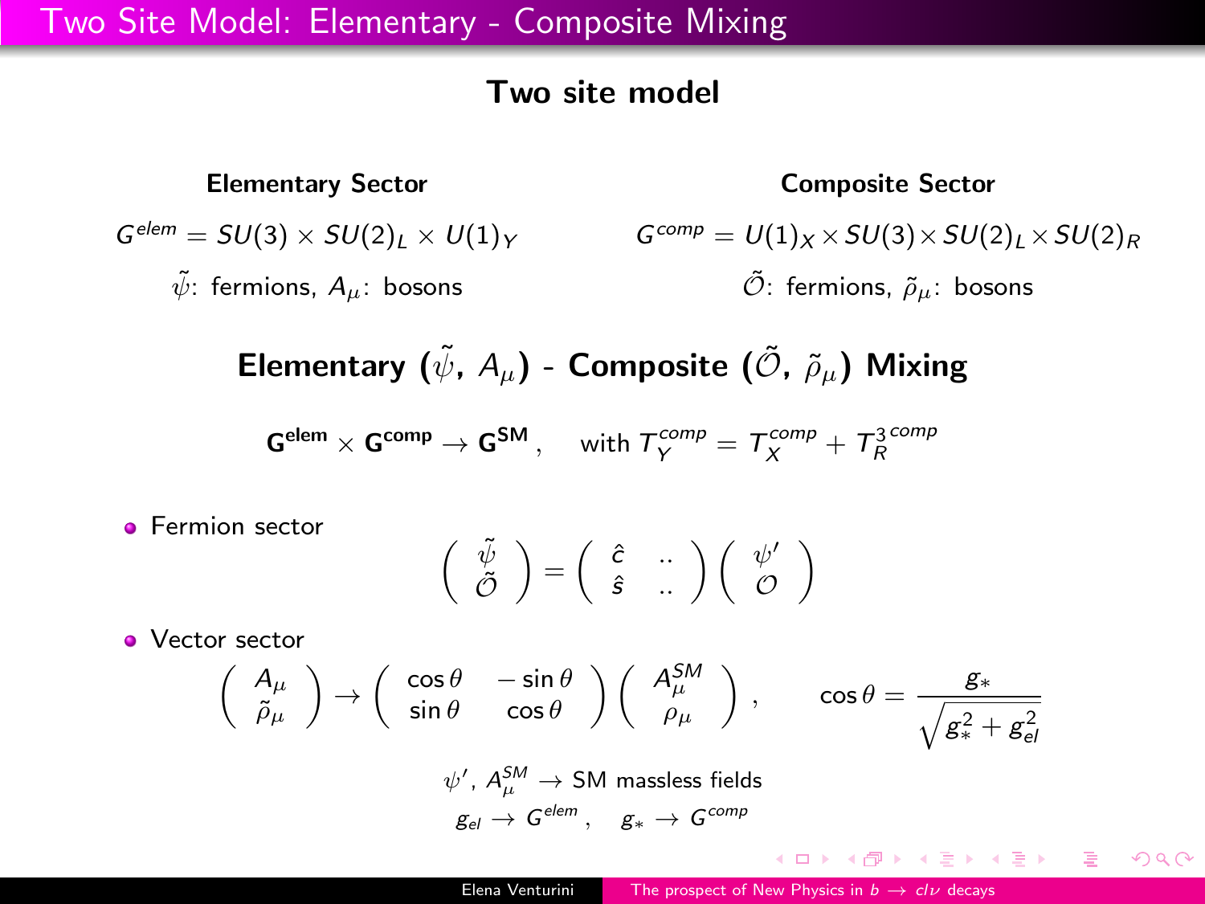# Two Site Model: Elementary - Composite Mixing

## Two site model

**Elementary Sector**

$G^{elem} = SU(3) \times SU(2)_L \times U(1)_Y$

$\tilde{\psi}$: fermions, $A_\mu$: bosons

**Composite Sector**

$G^{comp} = U(1)_X \times SU(3) \times SU(2)_L \times SU(2)_R$

$\tilde{\mathcal{O}}$: fermions, $\tilde{\rho}_\mu$: bosons

## Elementary ($\tilde{\psi}$, $A_\mu$) - Composite ($\tilde{\mathcal{O}}$, $\tilde{\rho}_\mu$) Mixing

$$\mathbf{G^{elem}} \times \mathbf{G^{comp}} \rightarrow \mathbf{G^{SM}}, \quad \text{with } T_Y^{comp} = T_X^{comp} + T_R^{3\,comp}$$

- Fermion sector

$$\begin{pmatrix} \tilde{\psi} \\ \tilde{\mathcal{O}} \end{pmatrix} = \begin{pmatrix} \hat{c} & .. \\ \hat{s} & .. \end{pmatrix} \begin{pmatrix} \psi' \\ \mathcal{O} \end{pmatrix}$$

- Vector sector

$$\begin{pmatrix} A_\mu \\ \tilde{\rho}_\mu \end{pmatrix} \rightarrow \begin{pmatrix} \cos\theta & -\sin\theta \\ \sin\theta & \cos\theta \end{pmatrix} \begin{pmatrix} A_\mu^{SM} \\ \rho_\mu \end{pmatrix}, \qquad \cos\theta = \frac{g_*}{\sqrt{g_*^2 + g_{el}^2}}$$

$\psi'$, $A_\mu^{SM} \rightarrow$ SM massless fields

$g_{el} \rightarrow G^{elem}$, $\quad g_* \rightarrow G^{comp}$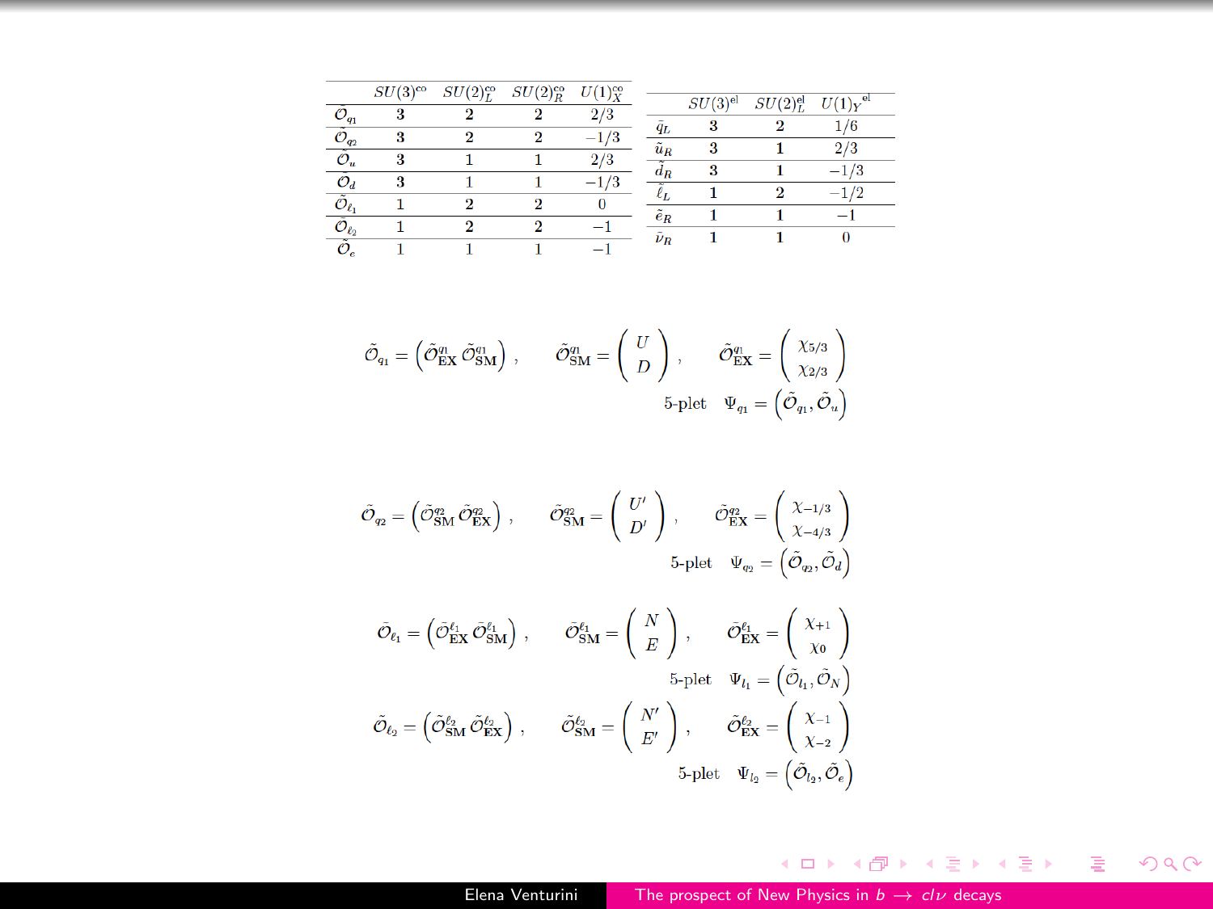|  | $SU(3)^{\rm co}$ | $SU(2)_L^{\rm co}$ | $SU(2)_R^{\rm co}$ | $U(1)_X^{\rm co}$ |
|---|---|---|---|---|
| $\tilde{\mathcal{O}}_{q_1}$ | **3** | **2** | **2** | $2/3$ |
| $\tilde{\mathcal{O}}_{q_2}$ | **3** | **2** | **2** | $-1/3$ |
| $\tilde{\mathcal{O}}_u$ | **3** | **1** | **1** | $2/3$ |
| $\tilde{\mathcal{O}}_d$ | **3** | **1** | **1** | $-1/3$ |
| $\tilde{\mathcal{O}}_{\ell_1}$ | **1** | **2** | **2** | $0$ |
| $\tilde{\mathcal{O}}_{\ell_2}$ | **1** | **2** | **2** | $-1$ |
| $\tilde{\mathcal{O}}_e$ | **1** | **1** | **1** | $-1$ |

|  | $SU(3)^{\rm el}$ | $SU(2)_L^{\rm el}$ | $U(1)_Y^{\rm el}$ |
|---|---|---|---|
| $\tilde{q}_L$ | **3** | **2** | $1/6$ |
| $\tilde{u}_R$ | **3** | **1** | $2/3$ |
| $\tilde{d}_R$ | **3** | **1** | $-1/3$ |
| $\tilde{\ell}_L$ | **1** | **2** | $-1/2$ |
| $\tilde{e}_R$ | **1** | **1** | $-1$ |
| $\tilde{\nu}_R$ | **1** | **1** | $0$ |

$$\tilde{\mathcal{O}}_{q_1} = \left(\tilde{\mathcal{O}}^{q_1}_{\rm EX}\, \tilde{\mathcal{O}}^{q_1}_{\rm SM}\right), \qquad \tilde{\mathcal{O}}^{q_1}_{\rm SM} = \begin{pmatrix} U \\ D \end{pmatrix}, \qquad \tilde{\mathcal{O}}^{q_1}_{\rm EX} = \begin{pmatrix} \chi_{5/3} \\ \chi_{2/3} \end{pmatrix}$$

$$\text{5-plet} \quad \Psi_{q_1} = \left(\tilde{\mathcal{O}}_{q_1}, \tilde{\mathcal{O}}_u\right)$$

$$\tilde{\mathcal{O}}_{q_2} = \left(\tilde{\mathcal{O}}^{q_2}_{\rm SM}\, \tilde{\mathcal{O}}^{q_2}_{\rm EX}\right), \qquad \tilde{\mathcal{O}}^{q_2}_{\rm SM} = \begin{pmatrix} U' \\ D' \end{pmatrix}, \qquad \tilde{\mathcal{O}}^{q_2}_{\rm EX} = \begin{pmatrix} \chi_{-1/3} \\ \chi_{-4/3} \end{pmatrix}$$

$$\text{5-plet} \quad \Psi_{q_2} = \left(\tilde{\mathcal{O}}_{q_2}, \tilde{\mathcal{O}}_d\right)$$

$$\tilde{\mathcal{O}}_{\ell_1} = \left(\tilde{\mathcal{O}}^{\ell_1}_{\rm EX}\, \tilde{\mathcal{O}}^{\ell_1}_{\rm SM}\right), \qquad \tilde{\mathcal{O}}^{\ell_1}_{\rm SM} = \begin{pmatrix} N \\ E \end{pmatrix}, \qquad \tilde{\mathcal{O}}^{\ell_1}_{\rm EX} = \begin{pmatrix} \chi_{+1} \\ \chi_{0} \end{pmatrix}$$

$$\text{5-plet} \quad \Psi_{l_1} = \left(\tilde{\mathcal{O}}_{l_1}, \tilde{\mathcal{O}}_N\right)$$

$$\tilde{\mathcal{O}}_{\ell_2} = \left(\tilde{\mathcal{O}}^{\ell_2}_{\rm SM}\, \tilde{\mathcal{O}}^{\ell_2}_{\rm EX}\right), \qquad \tilde{\mathcal{O}}^{\ell_2}_{\rm SM} = \begin{pmatrix} N' \\ E' \end{pmatrix}, \qquad \tilde{\mathcal{O}}^{\ell_2}_{\rm EX} = \begin{pmatrix} \chi_{-1} \\ \chi_{-2} \end{pmatrix}$$

$$\text{5-plet} \quad \Psi_{l_2} = \left(\tilde{\mathcal{O}}_{l_2}, \tilde{\mathcal{O}}_e\right)$$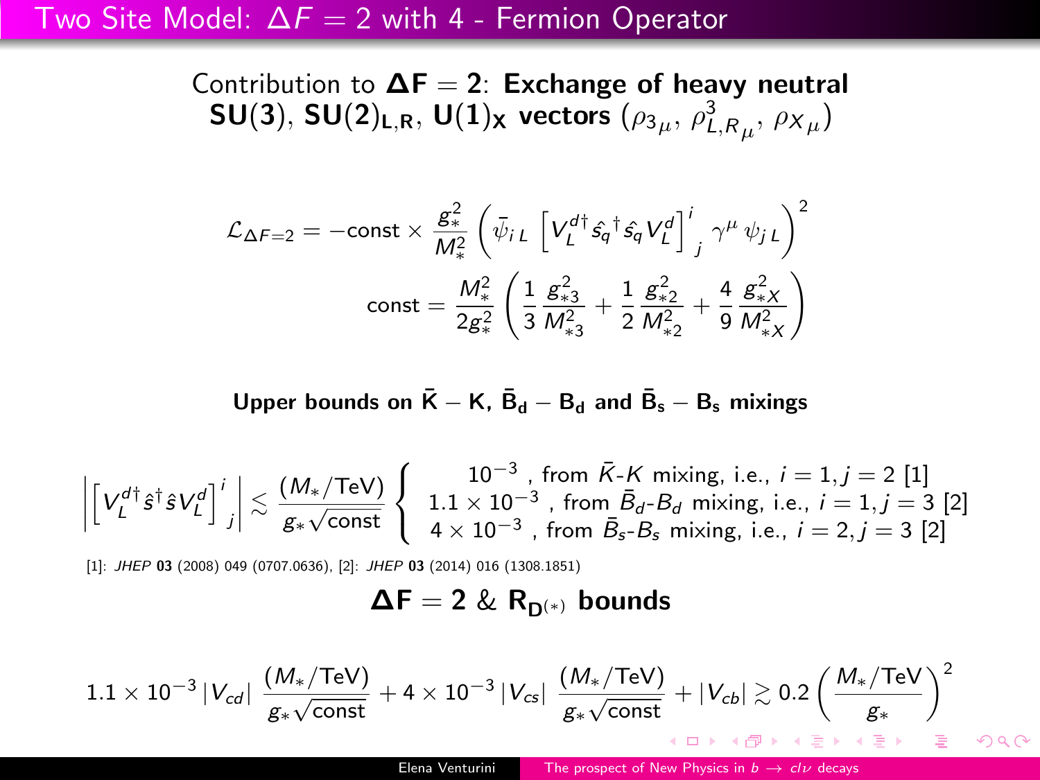# Two Site Model: $\Delta F = 2$ with 4 - Fermion Operator

Contribution to $\mathbf{\Delta F = 2}$: **Exchange of heavy neutral** $\mathbf{SU(3)}$, $\mathbf{SU(2)_{L,R}}$, $\mathbf{U(1)_X}$ **vectors** $(\rho_{3\,\mu},\, \rho^3_{L,R\,\mu},\, \rho_{X\,\mu})$

$$\mathcal{L}_{\Delta F=2} = -\text{const} \times \frac{g_*^2}{M_*^2} \left( \bar{\psi}_{i\,L} \left[ V_L^{d\dagger} \hat{s_q}^\dagger \hat{s_q} V_L^d \right]^i_{\ j} \gamma^\mu \, \psi_{j\,L} \right)^2$$

$$\text{const} = \frac{M_*^2}{2g_*^2} \left( \frac{1}{3} \frac{g_{*3}^2}{M_{*3}^2} + \frac{1}{2} \frac{g_{*2}^2}{M_{*2}^2} + \frac{4}{9} \frac{g_{*X}^2}{M_{*X}^2} \right)$$

**Upper bounds on $\bar{\mathbf{K}} - \mathbf{K}$, $\bar{\mathbf{B}}_\mathbf{d} - \mathbf{B}_\mathbf{d}$ and $\bar{\mathbf{B}}_\mathbf{s} - \mathbf{B}_\mathbf{s}$ mixings**

$$\left| \left[ V_L^{d\dagger} \hat{s}^\dagger \hat{s} V_L^d \right]^i_{\ j} \right| \lesssim \frac{(M_*/\text{TeV})}{g_* \sqrt{\text{const}}} \begin{cases} 10^{-3} \text{ , from } \bar{K}\text{-}K \text{ mixing, i.e., } i=1, j=2 \text{ [1]} \\ 1.1 \times 10^{-3} \text{ , from } \bar{B}_d\text{-}B_d \text{ mixing, i.e., } i=1, j=3 \text{ [2]} \\ 4 \times 10^{-3} \text{ , from } \bar{B}_s\text{-}B_s \text{ mixing, i.e., } i=2, j=3 \text{ [2]} \end{cases}$$

[1]: *JHEP* **03** (2008) 049 (0707.0636), [2]: *JHEP* **03** (2014) 016 (1308.1851)

## $\mathbf{\Delta F = 2}$ & $\mathbf{R_{D^{(*)}}}$ bounds

$$1.1 \times 10^{-3} \, |V_{cd}| \, \frac{(M_*/\text{TeV})}{g_* \sqrt{\text{const}}} + 4 \times 10^{-3} \, |V_{cs}| \, \frac{(M_*/\text{TeV})}{g_* \sqrt{\text{const}}} + |V_{cb}| \gtrsim 0.2 \left( \frac{M_*/\text{TeV}}{g_*} \right)^2$$